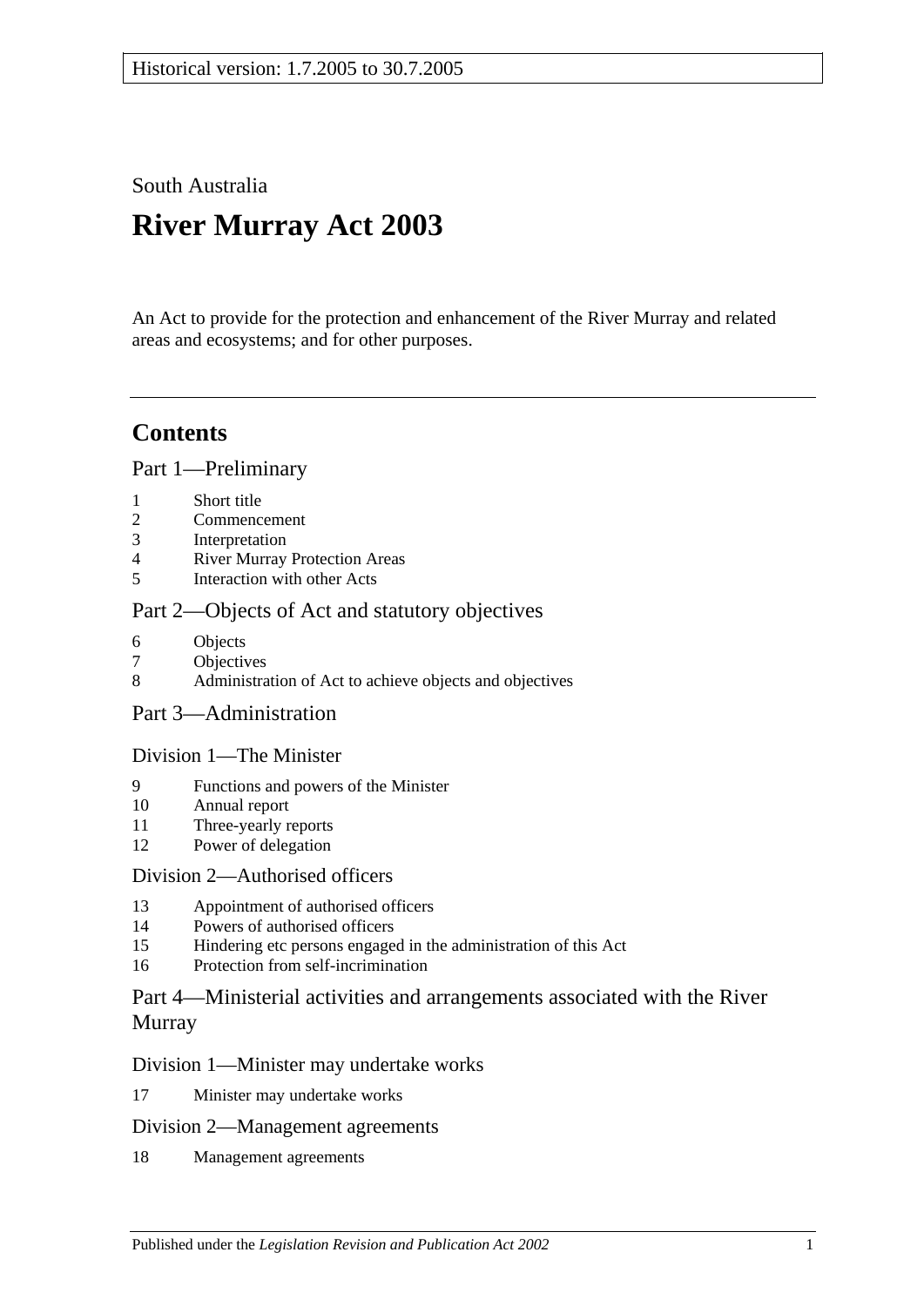Historical version: 1.7.2005 to 30.7.2005

South Australia

# River Murray Act 2003

An Act to provide for the protection and enhancement of the River Murray and related areas and ecosystems; and for other purposes.

## Contents

### Part 1—Preliminary

1 Short title
2 Commencement
3 Interpretation
4 River Murray Protection Areas
5 Interaction with other Acts

### Part 2—Objects of Act and statutory objectives

6 Objects
7 Objectives
8 Administration of Act to achieve objects and objectives

### Part 3—Administration

#### Division 1—The Minister

9 Functions and powers of the Minister
10 Annual report
11 Three-yearly reports
12 Power of delegation

#### Division 2—Authorised officers

13 Appointment of authorised officers
14 Powers of authorised officers
15 Hindering etc persons engaged in the administration of this Act
16 Protection from self-incrimination

### Part 4—Ministerial activities and arrangements associated with the River Murray

#### Division 1—Minister may undertake works

17 Minister may undertake works

#### Division 2—Management agreements

18 Management agreements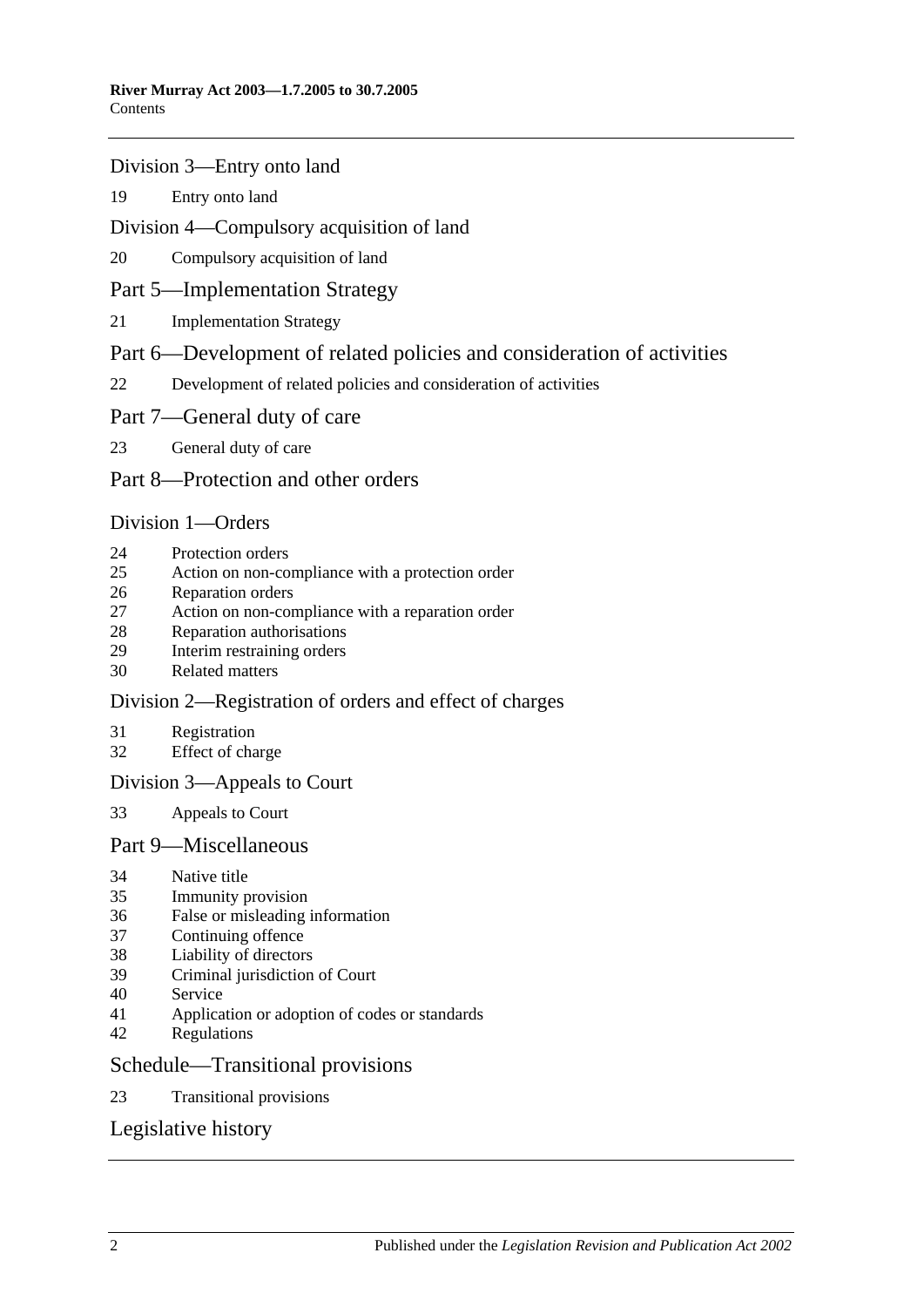## Division 3—Entry onto land

19 Entry onto land

## Division 4—Compulsory acquisition of land

20 Compulsory acquisition of land

# Part 5—Implementation Strategy

21 Implementation Strategy

# Part 6—Development of related policies and consideration of activities

22 Development of related policies and consideration of activities

# Part 7—General duty of care

23 General duty of care

# Part 8—Protection and other orders

## Division 1—Orders

24 Protection orders
25 Action on non-compliance with a protection order
26 Reparation orders
27 Action on non-compliance with a reparation order
28 Reparation authorisations
29 Interim restraining orders
30 Related matters

## Division 2—Registration of orders and effect of charges

31 Registration
32 Effect of charge

## Division 3—Appeals to Court

33 Appeals to Court

# Part 9—Miscellaneous

34 Native title
35 Immunity provision
36 False or misleading information
37 Continuing offence
38 Liability of directors
39 Criminal jurisdiction of Court
40 Service
41 Application or adoption of codes or standards
42 Regulations

# Schedule—Transitional provisions

23 Transitional provisions

# Legislative history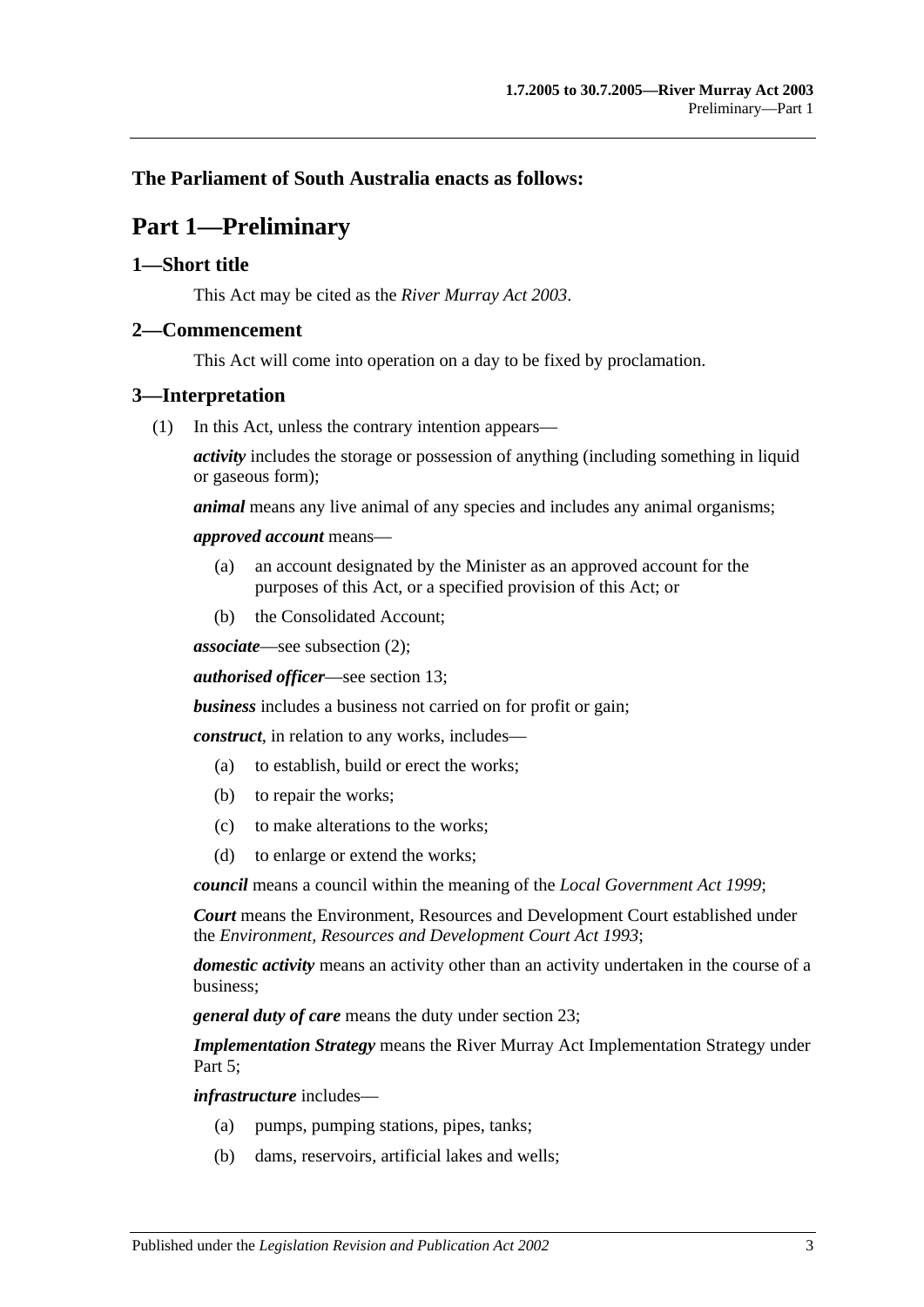**The Parliament of South Australia enacts as follows:**

# Part 1—Preliminary

## 1—Short title

This Act may be cited as the *River Murray Act 2003*.

## 2—Commencement

This Act will come into operation on a day to be fixed by proclamation.

## 3—Interpretation

(1) In this Act, unless the contrary intention appears—

***activity*** includes the storage or possession of anything (including something in liquid or gaseous form);

***animal*** means any live animal of any species and includes any animal organisms;

***approved account*** means—

(a) an account designated by the Minister as an approved account for the purposes of this Act, or a specified provision of this Act; or

(b) the Consolidated Account;

***associate***—see subsection (2);

***authorised officer***—see section 13;

***business*** includes a business not carried on for profit or gain;

***construct***, in relation to any works, includes—

(a) to establish, build or erect the works;

(b) to repair the works;

(c) to make alterations to the works;

(d) to enlarge or extend the works;

***council*** means a council within the meaning of the *Local Government Act 1999*;

***Court*** means the Environment, Resources and Development Court established under the *Environment, Resources and Development Court Act 1993*;

***domestic activity*** means an activity other than an activity undertaken in the course of a business;

***general duty of care*** means the duty under section 23;

***Implementation Strategy*** means the River Murray Act Implementation Strategy under Part 5;

***infrastructure*** includes—

(a) pumps, pumping stations, pipes, tanks;

(b) dams, reservoirs, artificial lakes and wells;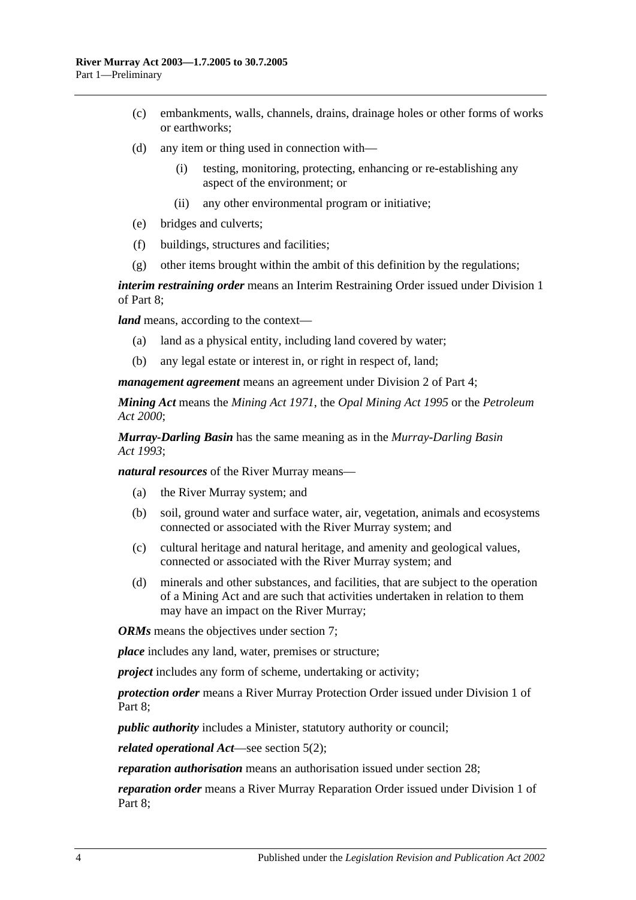(c) embankments, walls, channels, drains, drainage holes or other forms of works or earthworks;

(d) any item or thing used in connection with—

(i) testing, monitoring, protecting, enhancing or re-establishing any aspect of the environment; or

(ii) any other environmental program or initiative;

(e) bridges and culverts;

(f) buildings, structures and facilities;

(g) other items brought within the ambit of this definition by the regulations;

***interim restraining order*** means an Interim Restraining Order issued under Division 1 of Part 8;

***land*** means, according to the context—

(a) land as a physical entity, including land covered by water;

(b) any legal estate or interest in, or right in respect of, land;

***management agreement*** means an agreement under Division 2 of Part 4;

***Mining Act*** means the *Mining Act 1971*, the *Opal Mining Act 1995* or the *Petroleum Act 2000*;

***Murray-Darling Basin*** has the same meaning as in the *Murray-Darling Basin Act 1993*;

***natural resources*** of the River Murray means—

(a) the River Murray system; and

(b) soil, ground water and surface water, air, vegetation, animals and ecosystems connected or associated with the River Murray system; and

(c) cultural heritage and natural heritage, and amenity and geological values, connected or associated with the River Murray system; and

(d) minerals and other substances, and facilities, that are subject to the operation of a Mining Act and are such that activities undertaken in relation to them may have an impact on the River Murray;

***ORMs*** means the objectives under section 7;

***place*** includes any land, water, premises or structure;

***project*** includes any form of scheme, undertaking or activity;

***protection order*** means a River Murray Protection Order issued under Division 1 of Part 8;

***public authority*** includes a Minister, statutory authority or council;

***related operational Act***—see section 5(2);

***reparation authorisation*** means an authorisation issued under section 28;

***reparation order*** means a River Murray Reparation Order issued under Division 1 of Part 8;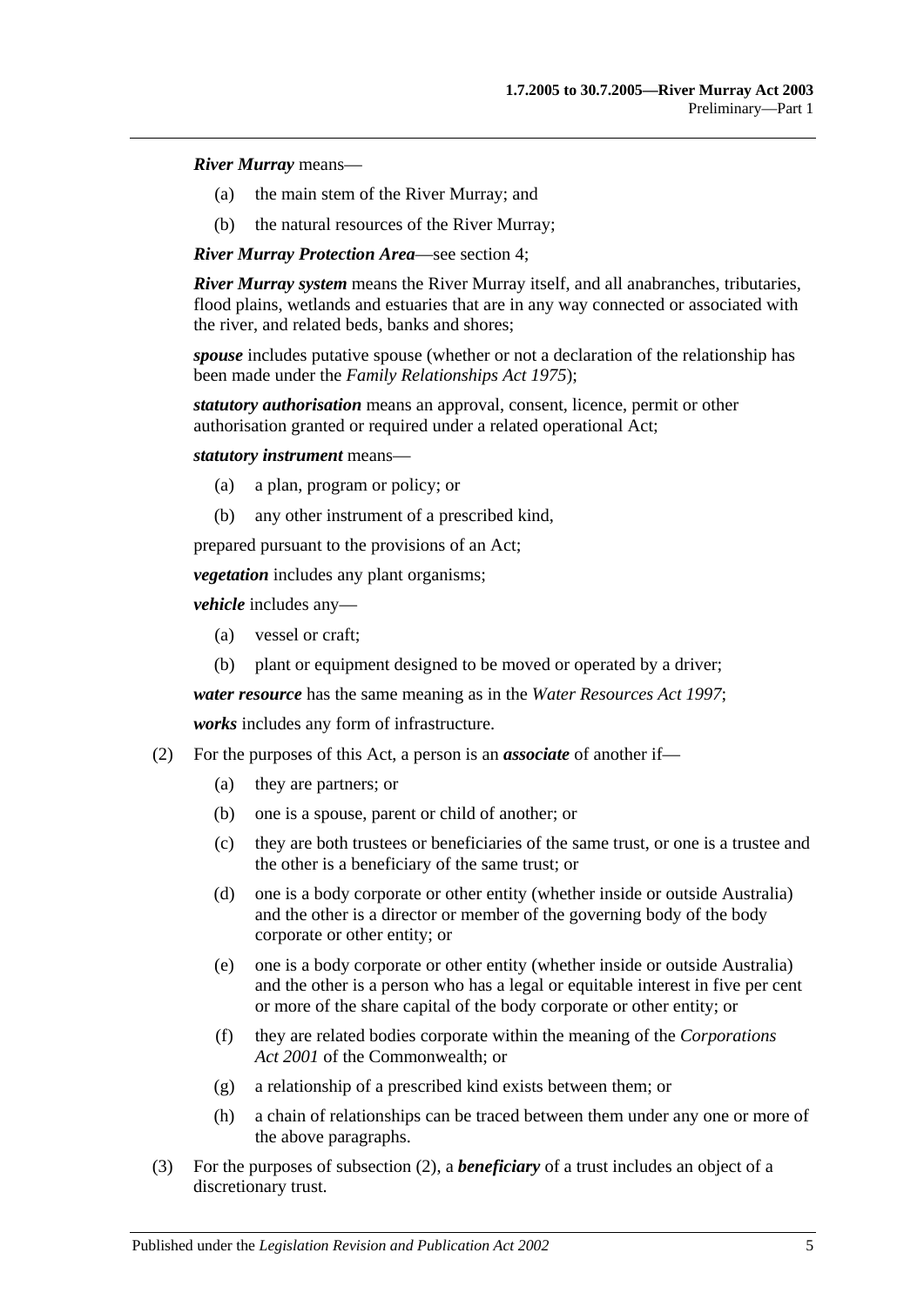***River Murray*** means—

(a) the main stem of the River Murray; and

(b) the natural resources of the River Murray;

***River Murray Protection Area***—see section 4;

***River Murray system*** means the River Murray itself, and all anabranches, tributaries, flood plains, wetlands and estuaries that are in any way connected or associated with the river, and related beds, banks and shores;

***spouse*** includes putative spouse (whether or not a declaration of the relationship has been made under the *Family Relationships Act 1975*);

***statutory authorisation*** means an approval, consent, licence, permit or other authorisation granted or required under a related operational Act;

***statutory instrument*** means—

(a) a plan, program or policy; or

(b) any other instrument of a prescribed kind,

prepared pursuant to the provisions of an Act;

***vegetation*** includes any plant organisms;

***vehicle*** includes any—

(a) vessel or craft;

(b) plant or equipment designed to be moved or operated by a driver;

***water resource*** has the same meaning as in the *Water Resources Act 1997*;

***works*** includes any form of infrastructure.

(2) For the purposes of this Act, a person is an ***associate*** of another if—

(a) they are partners; or

(b) one is a spouse, parent or child of another; or

(c) they are both trustees or beneficiaries of the same trust, or one is a trustee and the other is a beneficiary of the same trust; or

(d) one is a body corporate or other entity (whether inside or outside Australia) and the other is a director or member of the governing body of the body corporate or other entity; or

(e) one is a body corporate or other entity (whether inside or outside Australia) and the other is a person who has a legal or equitable interest in five per cent or more of the share capital of the body corporate or other entity; or

(f) they are related bodies corporate within the meaning of the *Corporations Act 2001* of the Commonwealth; or

(g) a relationship of a prescribed kind exists between them; or

(h) a chain of relationships can be traced between them under any one or more of the above paragraphs.

(3) For the purposes of subsection (2), a ***beneficiary*** of a trust includes an object of a discretionary trust.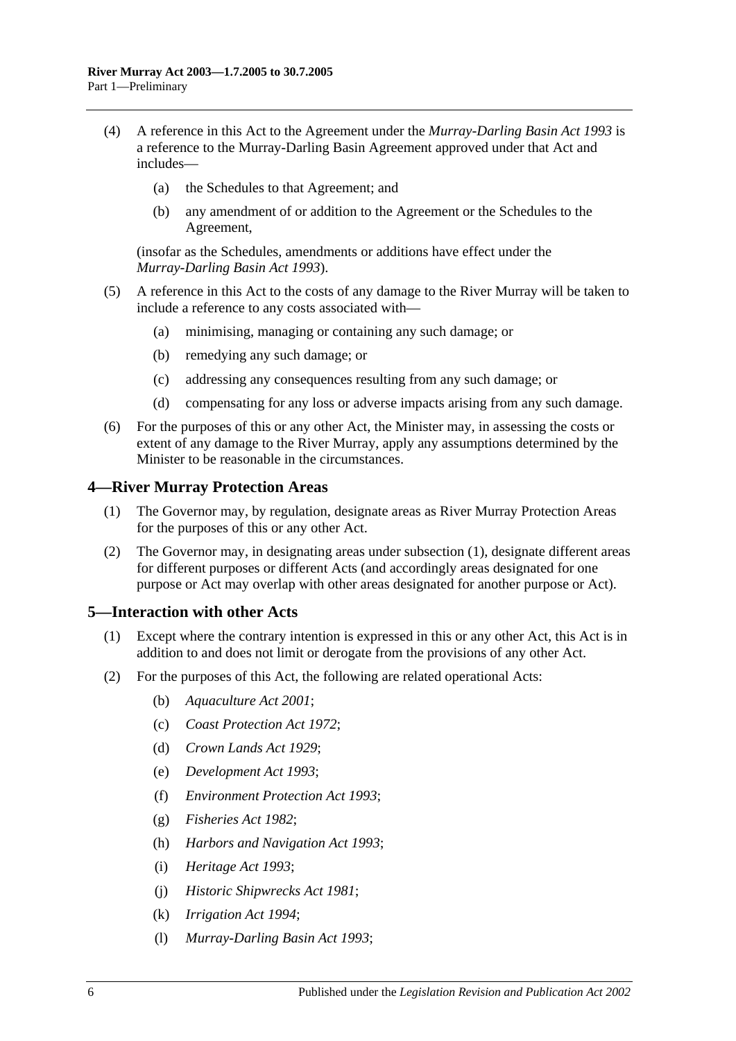(4) A reference in this Act to the Agreement under the *Murray-Darling Basin Act 1993* is a reference to the Murray-Darling Basin Agreement approved under that Act and includes—

(a) the Schedules to that Agreement; and

(b) any amendment of or addition to the Agreement or the Schedules to the Agreement,

(insofar as the Schedules, amendments or additions have effect under the *Murray-Darling Basin Act 1993*).

(5) A reference in this Act to the costs of any damage to the River Murray will be taken to include a reference to any costs associated with—

(a) minimising, managing or containing any such damage; or

(b) remedying any such damage; or

(c) addressing any consequences resulting from any such damage; or

(d) compensating for any loss or adverse impacts arising from any such damage.

(6) For the purposes of this or any other Act, the Minister may, in assessing the costs or extent of any damage to the River Murray, apply any assumptions determined by the Minister to be reasonable in the circumstances.

## 4—River Murray Protection Areas

(1) The Governor may, by regulation, designate areas as River Murray Protection Areas for the purposes of this or any other Act.

(2) The Governor may, in designating areas under subsection (1), designate different areas for different purposes or different Acts (and accordingly areas designated for one purpose or Act may overlap with other areas designated for another purpose or Act).

## 5—Interaction with other Acts

(1) Except where the contrary intention is expressed in this or any other Act, this Act is in addition to and does not limit or derogate from the provisions of any other Act.

(2) For the purposes of this Act, the following are related operational Acts:

(b) *Aquaculture Act 2001*;

(c) *Coast Protection Act 1972*;

(d) *Crown Lands Act 1929*;

(e) *Development Act 1993*;

(f) *Environment Protection Act 1993*;

(g) *Fisheries Act 1982*;

(h) *Harbors and Navigation Act 1993*;

(i) *Heritage Act 1993*;

(j) *Historic Shipwrecks Act 1981*;

(k) *Irrigation Act 1994*;

(l) *Murray-Darling Basin Act 1993*;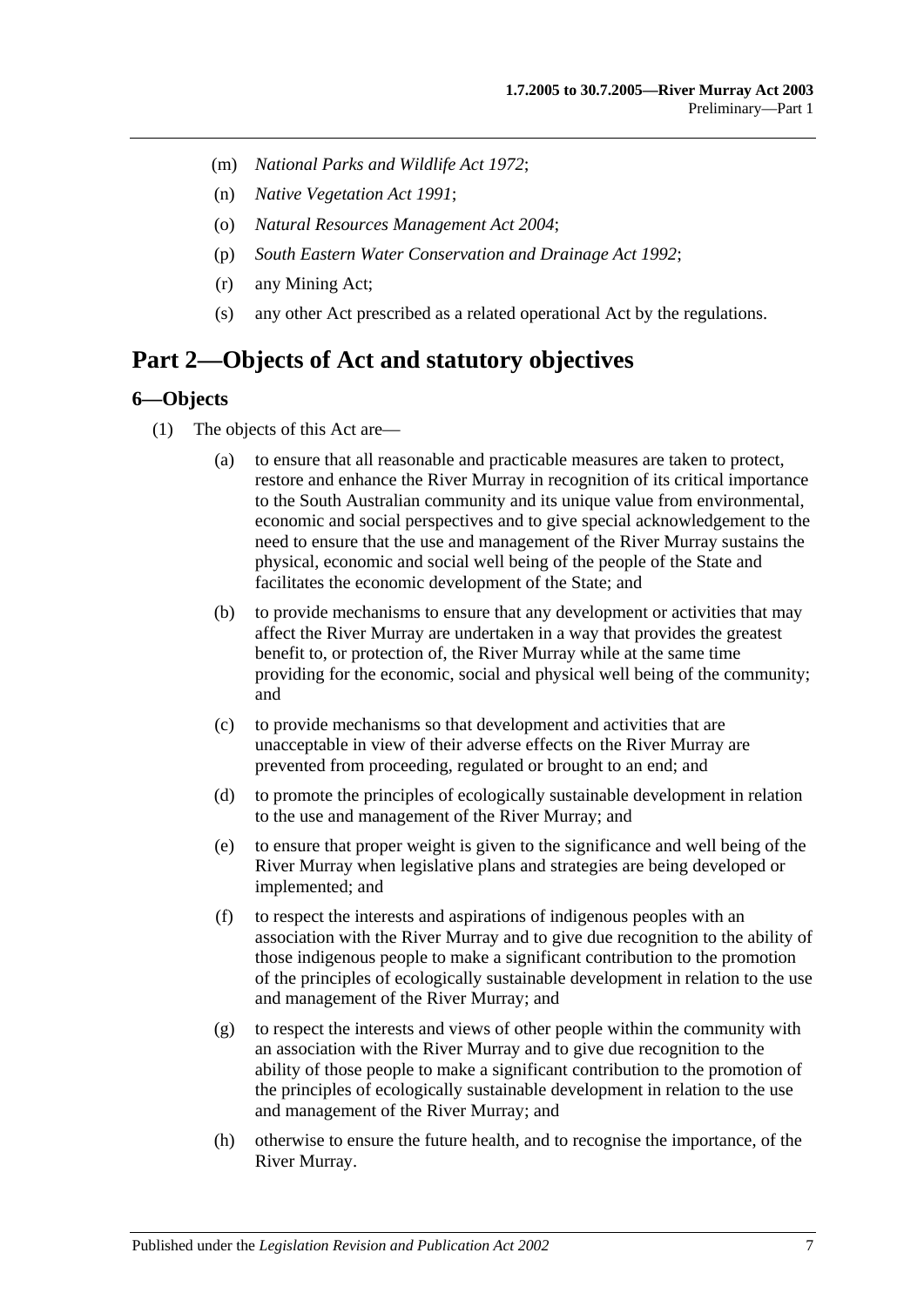(m) *National Parks and Wildlife Act 1972*;

(n) *Native Vegetation Act 1991*;

(o) *Natural Resources Management Act 2004*;

(p) *South Eastern Water Conservation and Drainage Act 1992*;

(r) any Mining Act;

(s) any other Act prescribed as a related operational Act by the regulations.

# Part 2—Objects of Act and statutory objectives

## 6—Objects

(1) The objects of this Act are—

(a) to ensure that all reasonable and practicable measures are taken to protect, restore and enhance the River Murray in recognition of its critical importance to the South Australian community and its unique value from environmental, economic and social perspectives and to give special acknowledgement to the need to ensure that the use and management of the River Murray sustains the physical, economic and social well being of the people of the State and facilitates the economic development of the State; and

(b) to provide mechanisms to ensure that any development or activities that may affect the River Murray are undertaken in a way that provides the greatest benefit to, or protection of, the River Murray while at the same time providing for the economic, social and physical well being of the community; and

(c) to provide mechanisms so that development and activities that are unacceptable in view of their adverse effects on the River Murray are prevented from proceeding, regulated or brought to an end; and

(d) to promote the principles of ecologically sustainable development in relation to the use and management of the River Murray; and

(e) to ensure that proper weight is given to the significance and well being of the River Murray when legislative plans and strategies are being developed or implemented; and

(f) to respect the interests and aspirations of indigenous peoples with an association with the River Murray and to give due recognition to the ability of those indigenous people to make a significant contribution to the promotion of the principles of ecologically sustainable development in relation to the use and management of the River Murray; and

(g) to respect the interests and views of other people within the community with an association with the River Murray and to give due recognition to the ability of those people to make a significant contribution to the promotion of the principles of ecologically sustainable development in relation to the use and management of the River Murray; and

(h) otherwise to ensure the future health, and to recognise the importance, of the River Murray.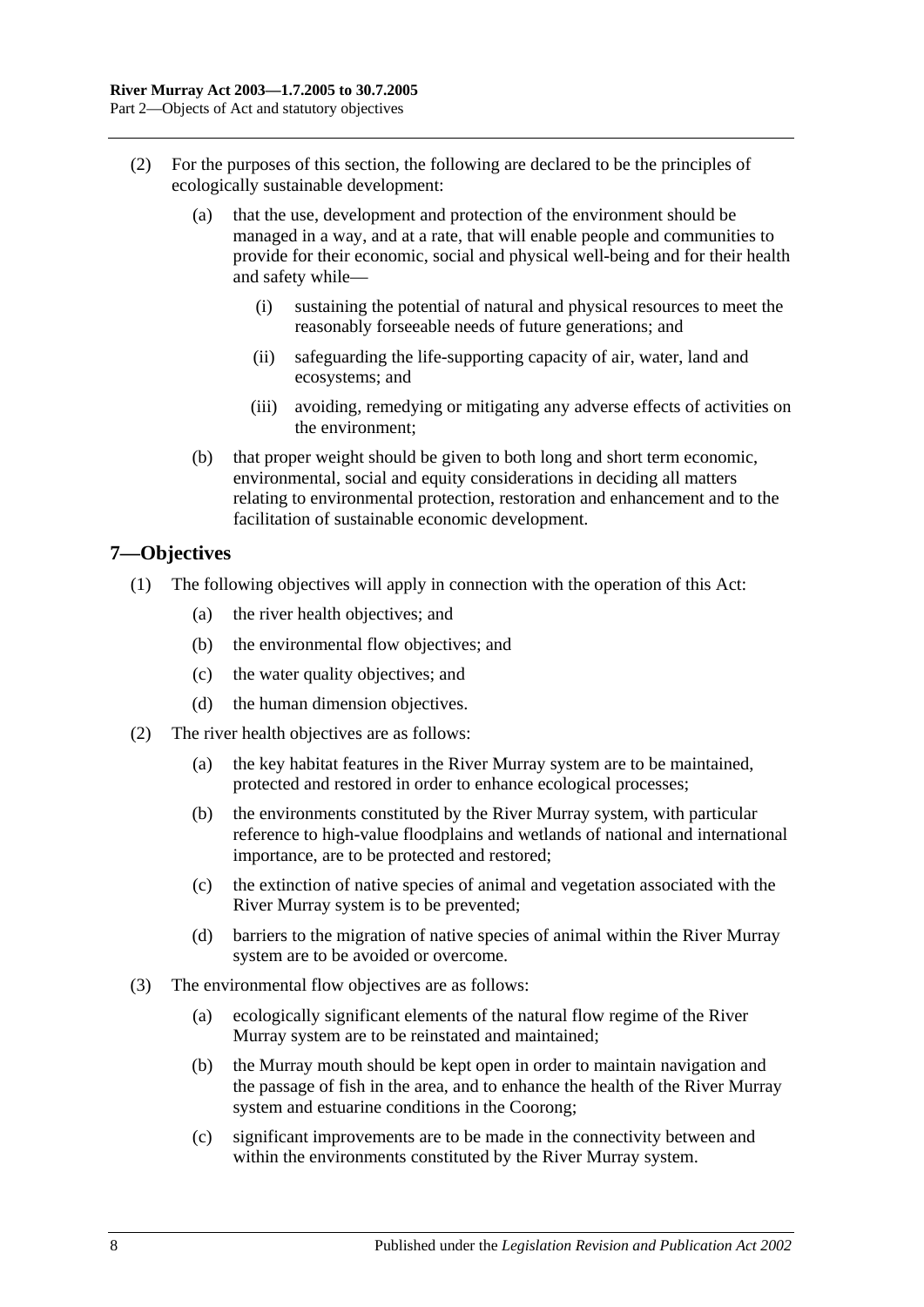(2) For the purposes of this section, the following are declared to be the principles of ecologically sustainable development:

(a) that the use, development and protection of the environment should be managed in a way, and at a rate, that will enable people and communities to provide for their economic, social and physical well-being and for their health and safety while—

(i) sustaining the potential of natural and physical resources to meet the reasonably forseeable needs of future generations; and

(ii) safeguarding the life-supporting capacity of air, water, land and ecosystems; and

(iii) avoiding, remedying or mitigating any adverse effects of activities on the environment;

(b) that proper weight should be given to both long and short term economic, environmental, social and equity considerations in deciding all matters relating to environmental protection, restoration and enhancement and to the facilitation of sustainable economic development.

## 7—Objectives

(1) The following objectives will apply in connection with the operation of this Act:

(a) the river health objectives; and

(b) the environmental flow objectives; and

(c) the water quality objectives; and

(d) the human dimension objectives.

(2) The river health objectives are as follows:

(a) the key habitat features in the River Murray system are to be maintained, protected and restored in order to enhance ecological processes;

(b) the environments constituted by the River Murray system, with particular reference to high-value floodplains and wetlands of national and international importance, are to be protected and restored;

(c) the extinction of native species of animal and vegetation associated with the River Murray system is to be prevented;

(d) barriers to the migration of native species of animal within the River Murray system are to be avoided or overcome.

(3) The environmental flow objectives are as follows:

(a) ecologically significant elements of the natural flow regime of the River Murray system are to be reinstated and maintained;

(b) the Murray mouth should be kept open in order to maintain navigation and the passage of fish in the area, and to enhance the health of the River Murray system and estuarine conditions in the Coorong;

(c) significant improvements are to be made in the connectivity between and within the environments constituted by the River Murray system.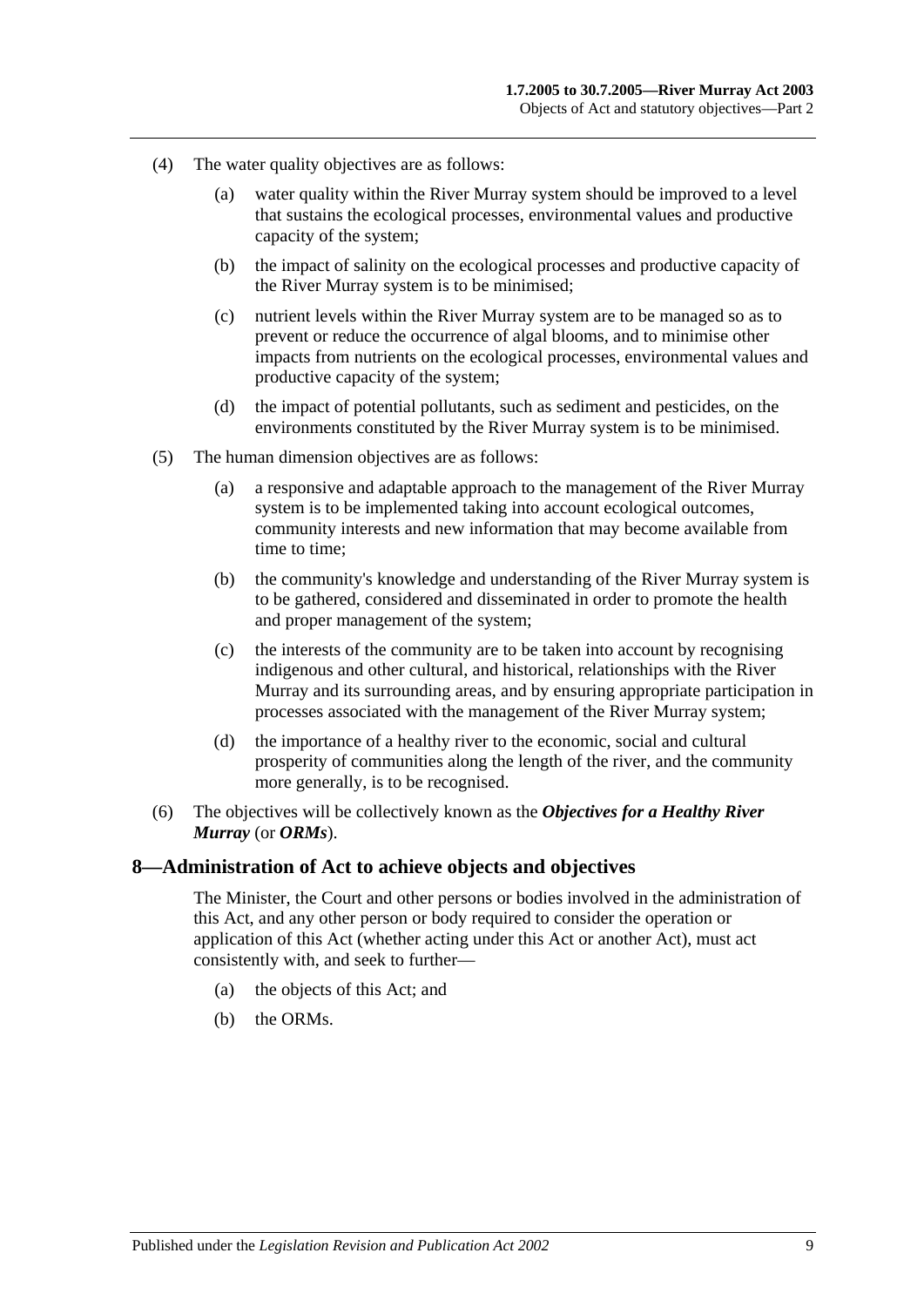(4) The water quality objectives are as follows:

(a) water quality within the River Murray system should be improved to a level that sustains the ecological processes, environmental values and productive capacity of the system;

(b) the impact of salinity on the ecological processes and productive capacity of the River Murray system is to be minimised;

(c) nutrient levels within the River Murray system are to be managed so as to prevent or reduce the occurrence of algal blooms, and to minimise other impacts from nutrients on the ecological processes, environmental values and productive capacity of the system;

(d) the impact of potential pollutants, such as sediment and pesticides, on the environments constituted by the River Murray system is to be minimised.

(5) The human dimension objectives are as follows:

(a) a responsive and adaptable approach to the management of the River Murray system is to be implemented taking into account ecological outcomes, community interests and new information that may become available from time to time;

(b) the community's knowledge and understanding of the River Murray system is to be gathered, considered and disseminated in order to promote the health and proper management of the system;

(c) the interests of the community are to be taken into account by recognising indigenous and other cultural, and historical, relationships with the River Murray and its surrounding areas, and by ensuring appropriate participation in processes associated with the management of the River Murray system;

(d) the importance of a healthy river to the economic, social and cultural prosperity of communities along the length of the river, and the community more generally, is to be recognised.

(6) The objectives will be collectively known as the ***Objectives for a Healthy River Murray*** (or ***ORMs***).

## 8—Administration of Act to achieve objects and objectives

The Minister, the Court and other persons or bodies involved in the administration of this Act, and any other person or body required to consider the operation or application of this Act (whether acting under this Act or another Act), must act consistently with, and seek to further—

(a) the objects of this Act; and

(b) the ORMs.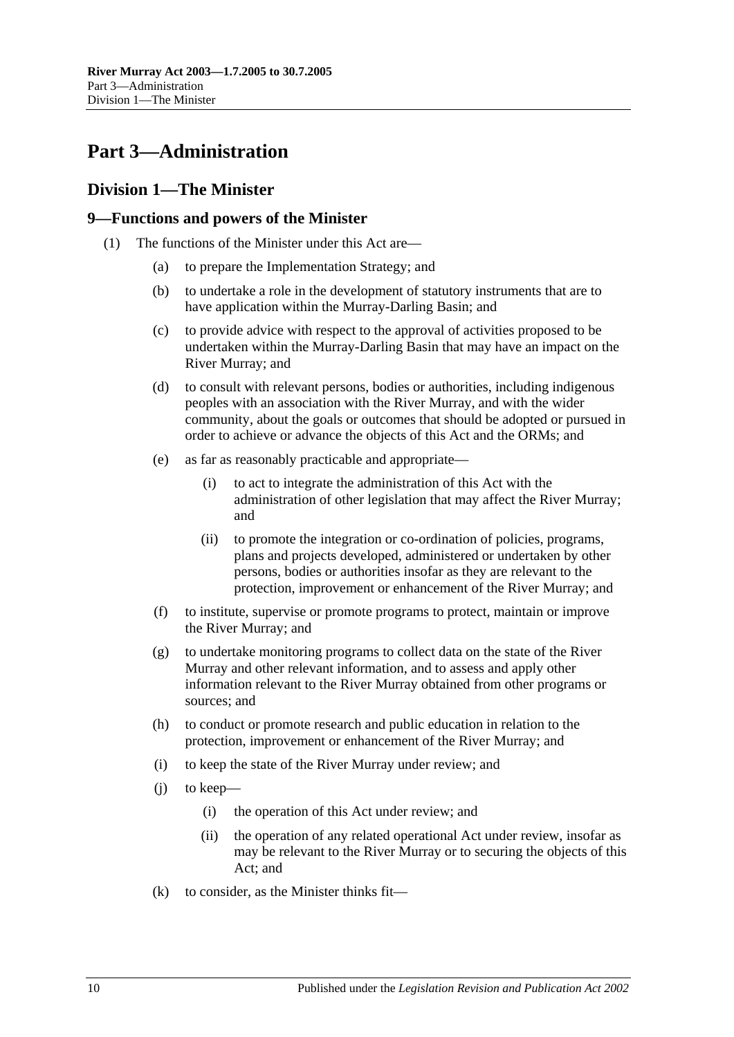# Part 3—Administration

## Division 1—The Minister

### 9—Functions and powers of the Minister

(1) The functions of the Minister under this Act are—

(a) to prepare the Implementation Strategy; and

(b) to undertake a role in the development of statutory instruments that are to have application within the Murray-Darling Basin; and

(c) to provide advice with respect to the approval of activities proposed to be undertaken within the Murray-Darling Basin that may have an impact on the River Murray; and

(d) to consult with relevant persons, bodies or authorities, including indigenous peoples with an association with the River Murray, and with the wider community, about the goals or outcomes that should be adopted or pursued in order to achieve or advance the objects of this Act and the ORMs; and

(e) as far as reasonably practicable and appropriate—

(i) to act to integrate the administration of this Act with the administration of other legislation that may affect the River Murray; and

(ii) to promote the integration or co-ordination of policies, programs, plans and projects developed, administered or undertaken by other persons, bodies or authorities insofar as they are relevant to the protection, improvement or enhancement of the River Murray; and

(f) to institute, supervise or promote programs to protect, maintain or improve the River Murray; and

(g) to undertake monitoring programs to collect data on the state of the River Murray and other relevant information, and to assess and apply other information relevant to the River Murray obtained from other programs or sources; and

(h) to conduct or promote research and public education in relation to the protection, improvement or enhancement of the River Murray; and

(i) to keep the state of the River Murray under review; and

(j) to keep—

(i) the operation of this Act under review; and

(ii) the operation of any related operational Act under review, insofar as may be relevant to the River Murray or to securing the objects of this Act; and

(k) to consider, as the Minister thinks fit—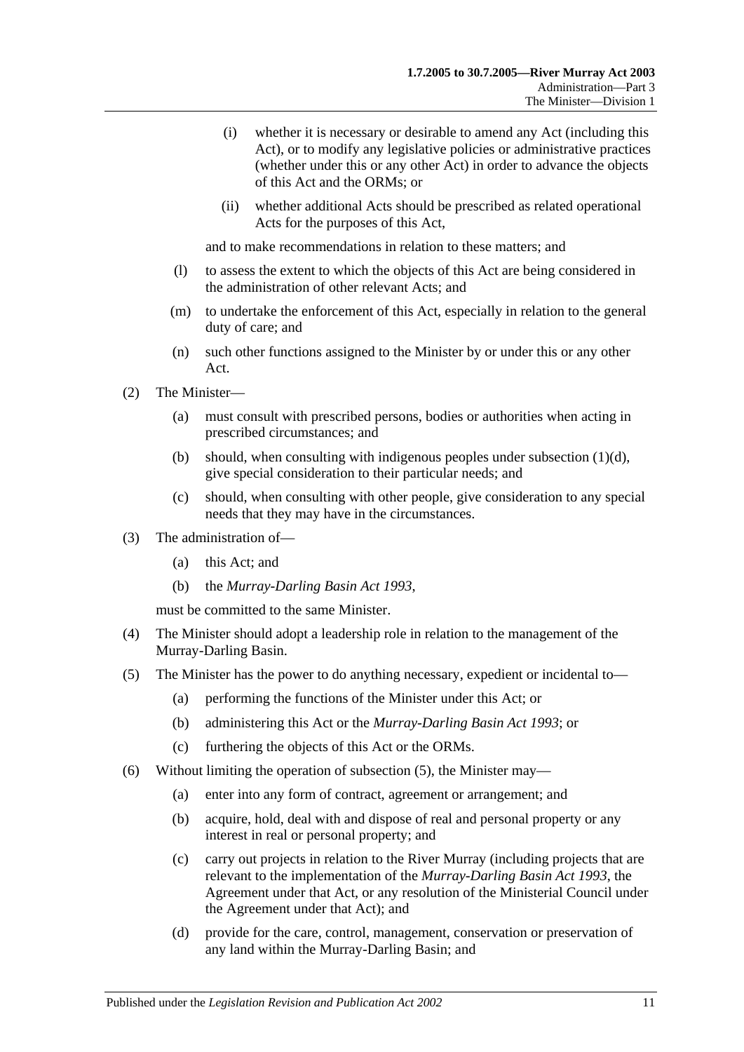(i) whether it is necessary or desirable to amend any Act (including this Act), or to modify any legislative policies or administrative practices (whether under this or any other Act) in order to advance the objects of this Act and the ORMs; or

(ii) whether additional Acts should be prescribed as related operational Acts for the purposes of this Act,

and to make recommendations in relation to these matters; and

(l) to assess the extent to which the objects of this Act are being considered in the administration of other relevant Acts; and

(m) to undertake the enforcement of this Act, especially in relation to the general duty of care; and

(n) such other functions assigned to the Minister by or under this or any other Act.

(2) The Minister—

(a) must consult with prescribed persons, bodies or authorities when acting in prescribed circumstances; and

(b) should, when consulting with indigenous peoples under subsection (1)(d), give special consideration to their particular needs; and

(c) should, when consulting with other people, give consideration to any special needs that they may have in the circumstances.

(3) The administration of—

(a) this Act; and

(b) the *Murray-Darling Basin Act 1993*,

must be committed to the same Minister.

(4) The Minister should adopt a leadership role in relation to the management of the Murray-Darling Basin.

(5) The Minister has the power to do anything necessary, expedient or incidental to—

(a) performing the functions of the Minister under this Act; or

(b) administering this Act or the *Murray-Darling Basin Act 1993*; or

(c) furthering the objects of this Act or the ORMs.

(6) Without limiting the operation of subsection (5), the Minister may—

(a) enter into any form of contract, agreement or arrangement; and

(b) acquire, hold, deal with and dispose of real and personal property or any interest in real or personal property; and

(c) carry out projects in relation to the River Murray (including projects that are relevant to the implementation of the *Murray-Darling Basin Act 1993*, the Agreement under that Act, or any resolution of the Ministerial Council under the Agreement under that Act); and

(d) provide for the care, control, management, conservation or preservation of any land within the Murray-Darling Basin; and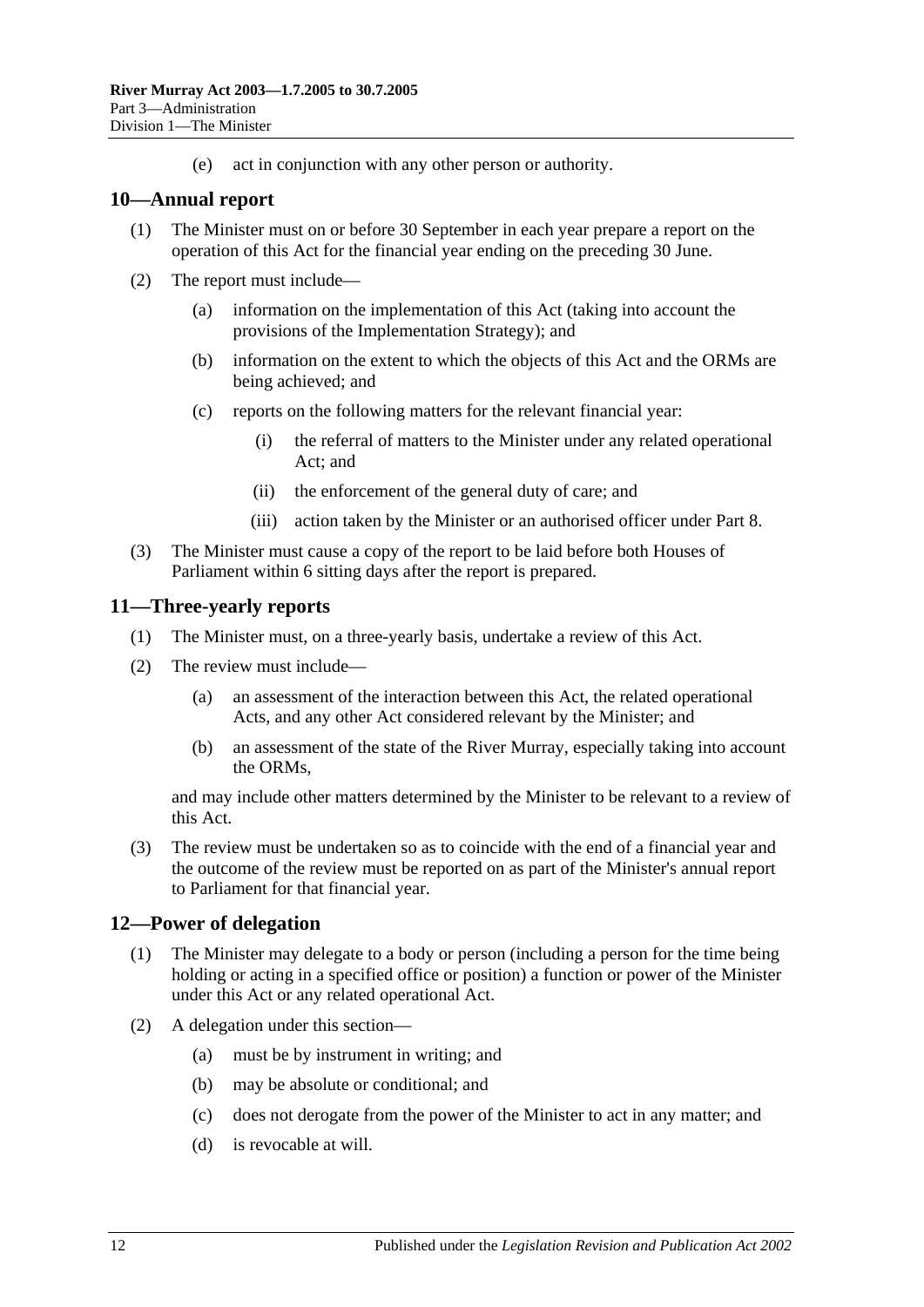(e) act in conjunction with any other person or authority.

## 10—Annual report

(1) The Minister must on or before 30 September in each year prepare a report on the operation of this Act for the financial year ending on the preceding 30 June.

(2) The report must include—

(a) information on the implementation of this Act (taking into account the provisions of the Implementation Strategy); and

(b) information on the extent to which the objects of this Act and the ORMs are being achieved; and

(c) reports on the following matters for the relevant financial year:

(i) the referral of matters to the Minister under any related operational Act; and

(ii) the enforcement of the general duty of care; and

(iii) action taken by the Minister or an authorised officer under Part 8.

(3) The Minister must cause a copy of the report to be laid before both Houses of Parliament within 6 sitting days after the report is prepared.

## 11—Three-yearly reports

(1) The Minister must, on a three-yearly basis, undertake a review of this Act.

(2) The review must include—

(a) an assessment of the interaction between this Act, the related operational Acts, and any other Act considered relevant by the Minister; and

(b) an assessment of the state of the River Murray, especially taking into account the ORMs,

and may include other matters determined by the Minister to be relevant to a review of this Act.

(3) The review must be undertaken so as to coincide with the end of a financial year and the outcome of the review must be reported on as part of the Minister's annual report to Parliament for that financial year.

## 12—Power of delegation

(1) The Minister may delegate to a body or person (including a person for the time being holding or acting in a specified office or position) a function or power of the Minister under this Act or any related operational Act.

(2) A delegation under this section—

(a) must be by instrument in writing; and

(b) may be absolute or conditional; and

(c) does not derogate from the power of the Minister to act in any matter; and

(d) is revocable at will.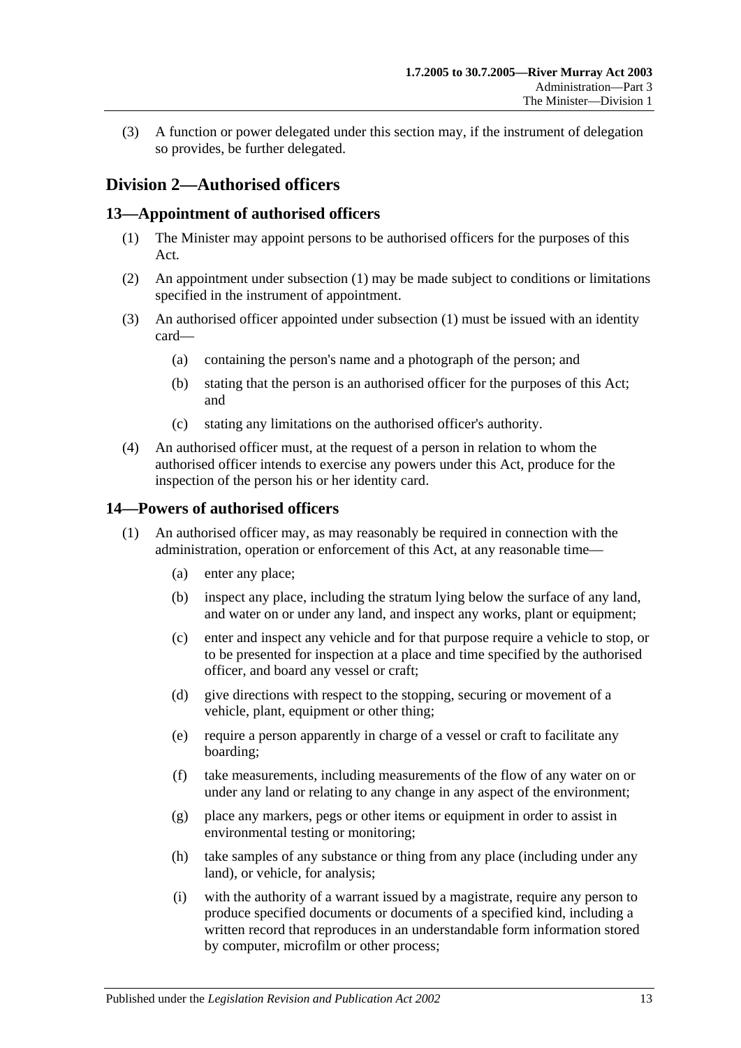(3) A function or power delegated under this section may, if the instrument of delegation so provides, be further delegated.

## Division 2—Authorised officers

### 13—Appointment of authorised officers

(1) The Minister may appoint persons to be authorised officers for the purposes of this Act.

(2) An appointment under subsection (1) may be made subject to conditions or limitations specified in the instrument of appointment.

(3) An authorised officer appointed under subsection (1) must be issued with an identity card—

- (a) containing the person's name and a photograph of the person; and
- (b) stating that the person is an authorised officer for the purposes of this Act; and
- (c) stating any limitations on the authorised officer's authority.

(4) An authorised officer must, at the request of a person in relation to whom the authorised officer intends to exercise any powers under this Act, produce for the inspection of the person his or her identity card.

### 14—Powers of authorised officers

(1) An authorised officer may, as may reasonably be required in connection with the administration, operation or enforcement of this Act, at any reasonable time—

- (a) enter any place;
- (b) inspect any place, including the stratum lying below the surface of any land, and water on or under any land, and inspect any works, plant or equipment;
- (c) enter and inspect any vehicle and for that purpose require a vehicle to stop, or to be presented for inspection at a place and time specified by the authorised officer, and board any vessel or craft;
- (d) give directions with respect to the stopping, securing or movement of a vehicle, plant, equipment or other thing;
- (e) require a person apparently in charge of a vessel or craft to facilitate any boarding;
- (f) take measurements, including measurements of the flow of any water on or under any land or relating to any change in any aspect of the environment;
- (g) place any markers, pegs or other items or equipment in order to assist in environmental testing or monitoring;
- (h) take samples of any substance or thing from any place (including under any land), or vehicle, for analysis;
- (i) with the authority of a warrant issued by a magistrate, require any person to produce specified documents or documents of a specified kind, including a written record that reproduces in an understandable form information stored by computer, microfilm or other process;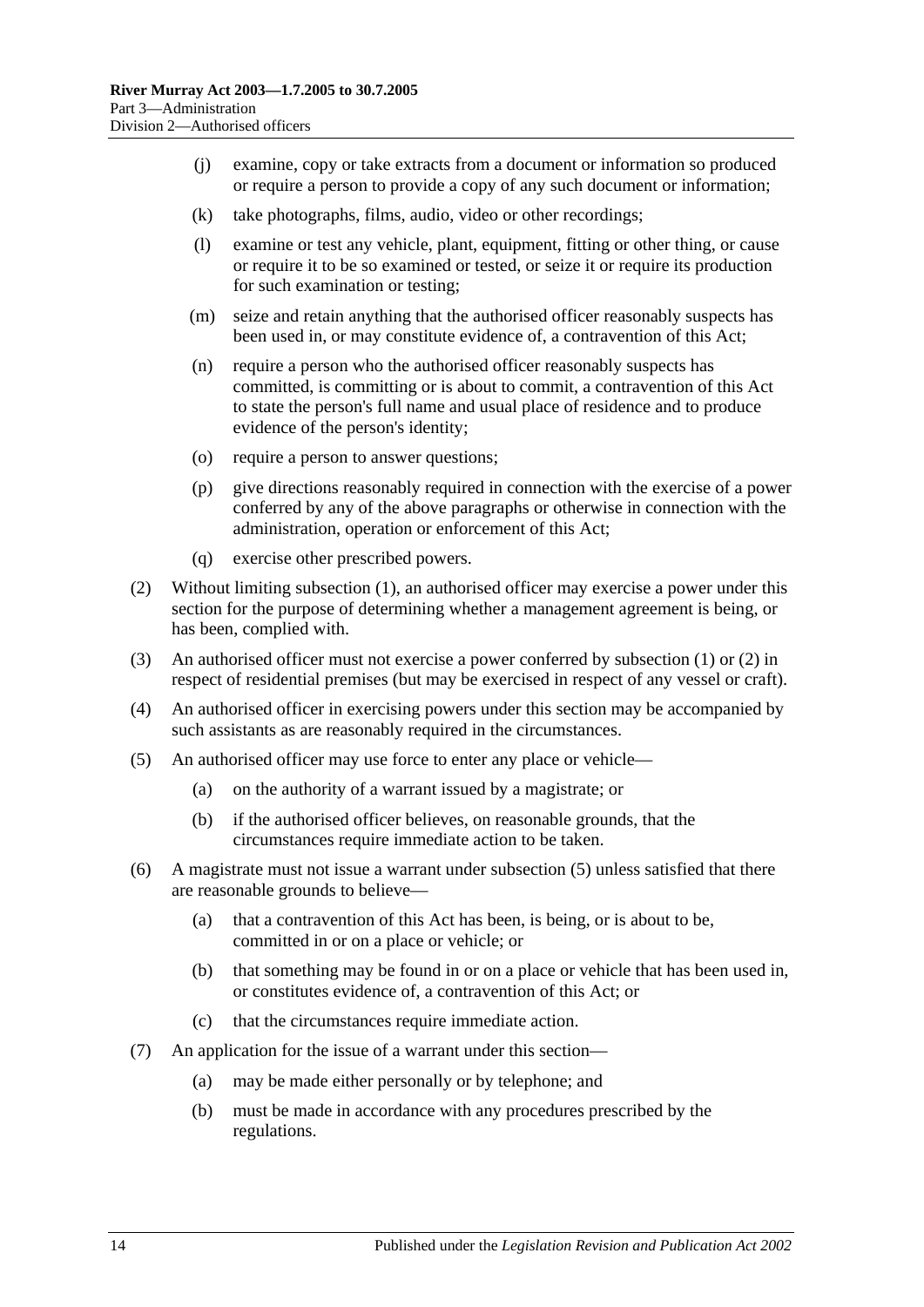(j) examine, copy or take extracts from a document or information so produced or require a person to provide a copy of any such document or information;

(k) take photographs, films, audio, video or other recordings;

(l) examine or test any vehicle, plant, equipment, fitting or other thing, or cause or require it to be so examined or tested, or seize it or require its production for such examination or testing;

(m) seize and retain anything that the authorised officer reasonably suspects has been used in, or may constitute evidence of, a contravention of this Act;

(n) require a person who the authorised officer reasonably suspects has committed, is committing or is about to commit, a contravention of this Act to state the person's full name and usual place of residence and to produce evidence of the person's identity;

(o) require a person to answer questions;

(p) give directions reasonably required in connection with the exercise of a power conferred by any of the above paragraphs or otherwise in connection with the administration, operation or enforcement of this Act;

(q) exercise other prescribed powers.

(2) Without limiting subsection (1), an authorised officer may exercise a power under this section for the purpose of determining whether a management agreement is being, or has been, complied with.

(3) An authorised officer must not exercise a power conferred by subsection (1) or (2) in respect of residential premises (but may be exercised in respect of any vessel or craft).

(4) An authorised officer in exercising powers under this section may be accompanied by such assistants as are reasonably required in the circumstances.

(5) An authorised officer may use force to enter any place or vehicle—

(a) on the authority of a warrant issued by a magistrate; or

(b) if the authorised officer believes, on reasonable grounds, that the circumstances require immediate action to be taken.

(6) A magistrate must not issue a warrant under subsection (5) unless satisfied that there are reasonable grounds to believe—

(a) that a contravention of this Act has been, is being, or is about to be, committed in or on a place or vehicle; or

(b) that something may be found in or on a place or vehicle that has been used in, or constitutes evidence of, a contravention of this Act; or

(c) that the circumstances require immediate action.

(7) An application for the issue of a warrant under this section—

(a) may be made either personally or by telephone; and

(b) must be made in accordance with any procedures prescribed by the regulations.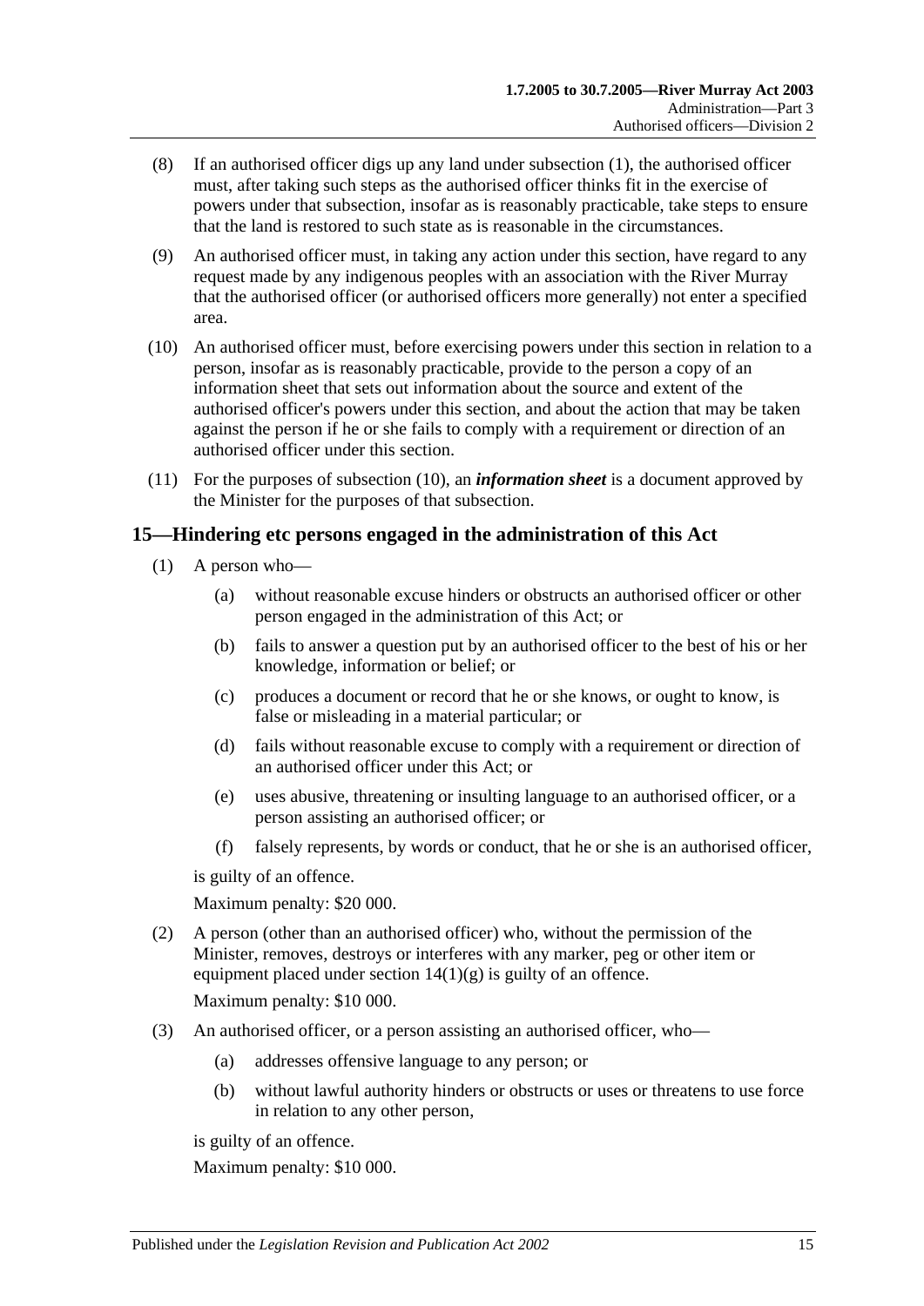(8) If an authorised officer digs up any land under subsection (1), the authorised officer must, after taking such steps as the authorised officer thinks fit in the exercise of powers under that subsection, insofar as is reasonably practicable, take steps to ensure that the land is restored to such state as is reasonable in the circumstances.

(9) An authorised officer must, in taking any action under this section, have regard to any request made by any indigenous peoples with an association with the River Murray that the authorised officer (or authorised officers more generally) not enter a specified area.

(10) An authorised officer must, before exercising powers under this section in relation to a person, insofar as is reasonably practicable, provide to the person a copy of an information sheet that sets out information about the source and extent of the authorised officer's powers under this section, and about the action that may be taken against the person if he or she fails to comply with a requirement or direction of an authorised officer under this section.

(11) For the purposes of subsection (10), an ***information sheet*** is a document approved by the Minister for the purposes of that subsection.

## 15—Hindering etc persons engaged in the administration of this Act

(1) A person who—

(a) without reasonable excuse hinders or obstructs an authorised officer or other person engaged in the administration of this Act; or

(b) fails to answer a question put by an authorised officer to the best of his or her knowledge, information or belief; or

(c) produces a document or record that he or she knows, or ought to know, is false or misleading in a material particular; or

(d) fails without reasonable excuse to comply with a requirement or direction of an authorised officer under this Act; or

(e) uses abusive, threatening or insulting language to an authorised officer, or a person assisting an authorised officer; or

(f) falsely represents, by words or conduct, that he or she is an authorised officer,

is guilty of an offence.

Maximum penalty: $20 000.

(2) A person (other than an authorised officer) who, without the permission of the Minister, removes, destroys or interferes with any marker, peg or other item or equipment placed under section 14(1)(g) is guilty of an offence.

Maximum penalty: $10 000.

(3) An authorised officer, or a person assisting an authorised officer, who—

(a) addresses offensive language to any person; or

(b) without lawful authority hinders or obstructs or uses or threatens to use force in relation to any other person,

is guilty of an offence.

Maximum penalty: $10 000.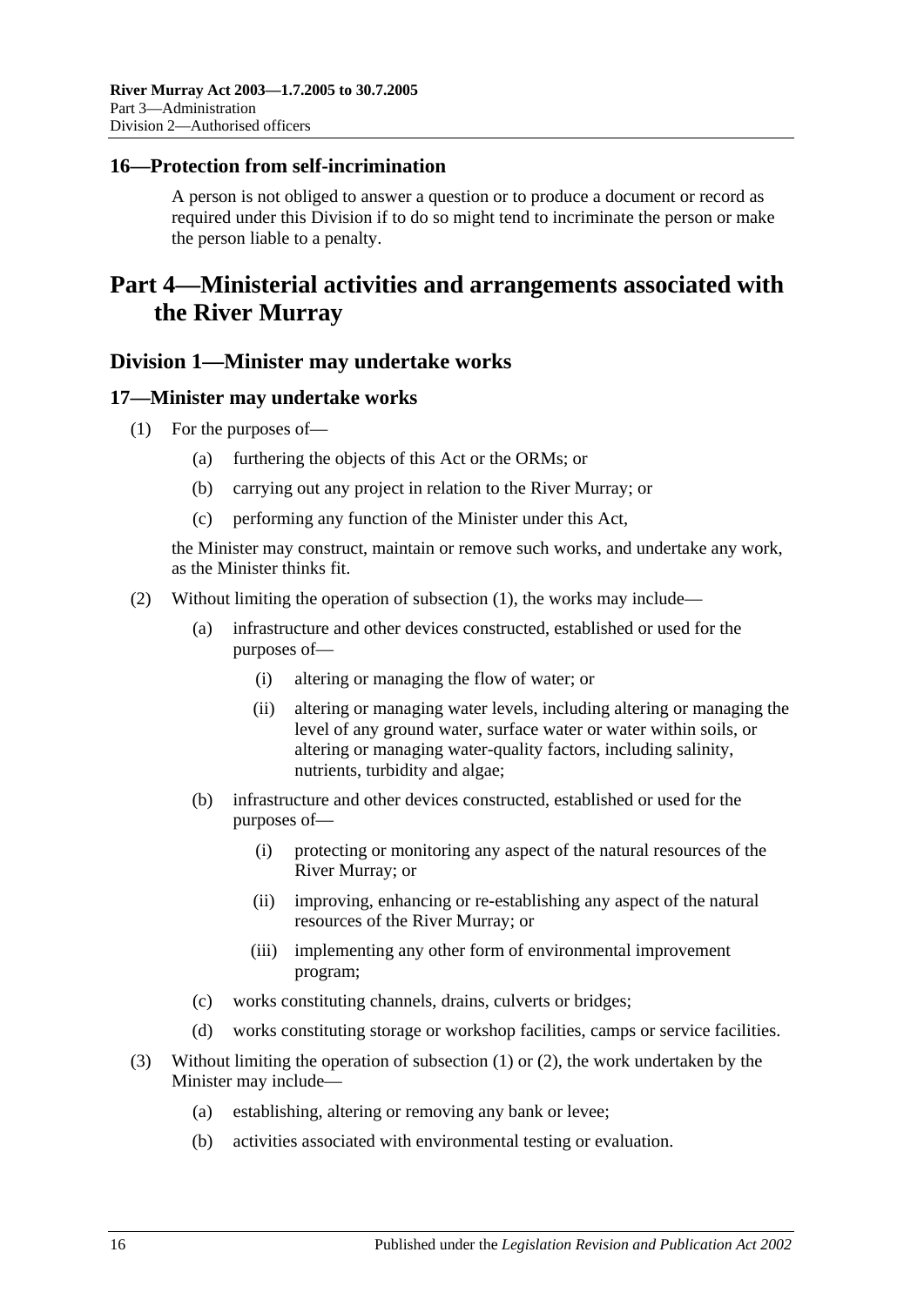### 16—Protection from self-incrimination

A person is not obliged to answer a question or to produce a document or record as required under this Division if to do so might tend to incriminate the person or make the person liable to a penalty.

# Part 4—Ministerial activities and arrangements associated with the River Murray

## Division 1—Minister may undertake works

### 17—Minister may undertake works

(1) For the purposes of—

(a) furthering the objects of this Act or the ORMs; or

(b) carrying out any project in relation to the River Murray; or

(c) performing any function of the Minister under this Act,

the Minister may construct, maintain or remove such works, and undertake any work, as the Minister thinks fit.

(2) Without limiting the operation of subsection (1), the works may include—

(a) infrastructure and other devices constructed, established or used for the purposes of—

(i) altering or managing the flow of water; or

(ii) altering or managing water levels, including altering or managing the level of any ground water, surface water or water within soils, or altering or managing water-quality factors, including salinity, nutrients, turbidity and algae;

(b) infrastructure and other devices constructed, established or used for the purposes of—

(i) protecting or monitoring any aspect of the natural resources of the River Murray; or

(ii) improving, enhancing or re-establishing any aspect of the natural resources of the River Murray; or

(iii) implementing any other form of environmental improvement program;

(c) works constituting channels, drains, culverts or bridges;

(d) works constituting storage or workshop facilities, camps or service facilities.

(3) Without limiting the operation of subsection (1) or (2), the work undertaken by the Minister may include—

(a) establishing, altering or removing any bank or levee;

(b) activities associated with environmental testing or evaluation.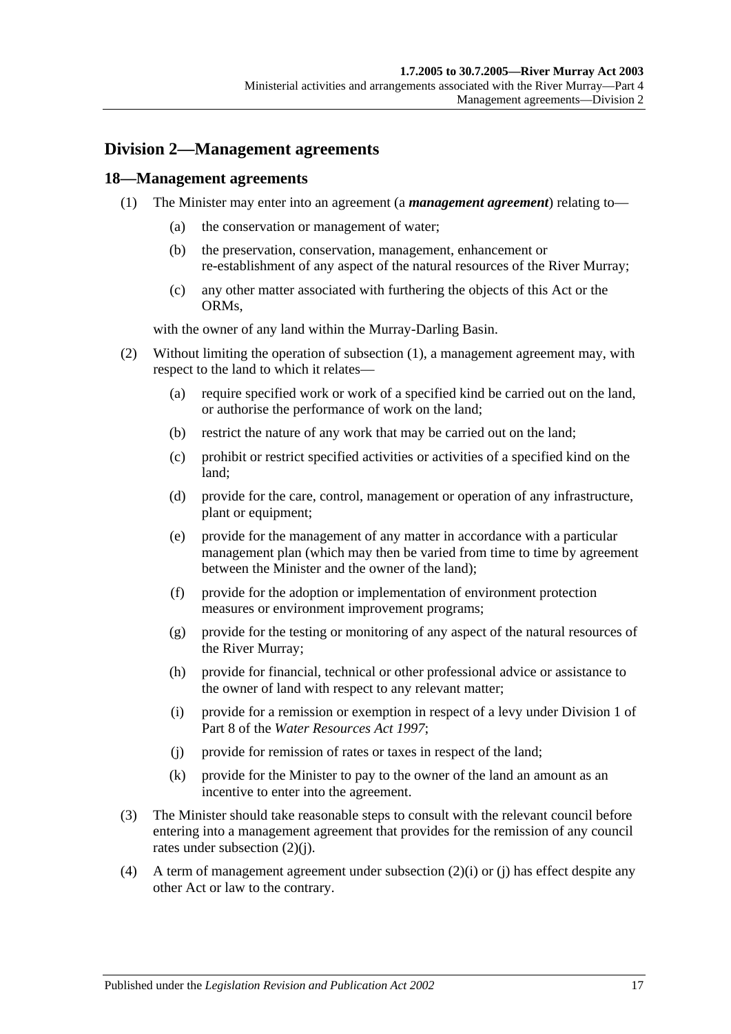## Division 2—Management agreements

### 18—Management agreements

(1) The Minister may enter into an agreement (a ***management agreement***) relating to—

  (a) the conservation or management of water;

  (b) the preservation, conservation, management, enhancement or re-establishment of any aspect of the natural resources of the River Murray;

  (c) any other matter associated with furthering the objects of this Act or the ORMs,

with the owner of any land within the Murray-Darling Basin.

(2) Without limiting the operation of subsection (1), a management agreement may, with respect to the land to which it relates—

  (a) require specified work or work of a specified kind be carried out on the land, or authorise the performance of work on the land;

  (b) restrict the nature of any work that may be carried out on the land;

  (c) prohibit or restrict specified activities or activities of a specified kind on the land;

  (d) provide for the care, control, management or operation of any infrastructure, plant or equipment;

  (e) provide for the management of any matter in accordance with a particular management plan (which may then be varied from time to time by agreement between the Minister and the owner of the land);

  (f) provide for the adoption or implementation of environment protection measures or environment improvement programs;

  (g) provide for the testing or monitoring of any aspect of the natural resources of the River Murray;

  (h) provide for financial, technical or other professional advice or assistance to the owner of land with respect to any relevant matter;

  (i) provide for a remission or exemption in respect of a levy under Division 1 of Part 8 of the *Water Resources Act 1997*;

  (j) provide for remission of rates or taxes in respect of the land;

  (k) provide for the Minister to pay to the owner of the land an amount as an incentive to enter into the agreement.

(3) The Minister should take reasonable steps to consult with the relevant council before entering into a management agreement that provides for the remission of any council rates under subsection (2)(j).

(4) A term of management agreement under subsection (2)(i) or (j) has effect despite any other Act or law to the contrary.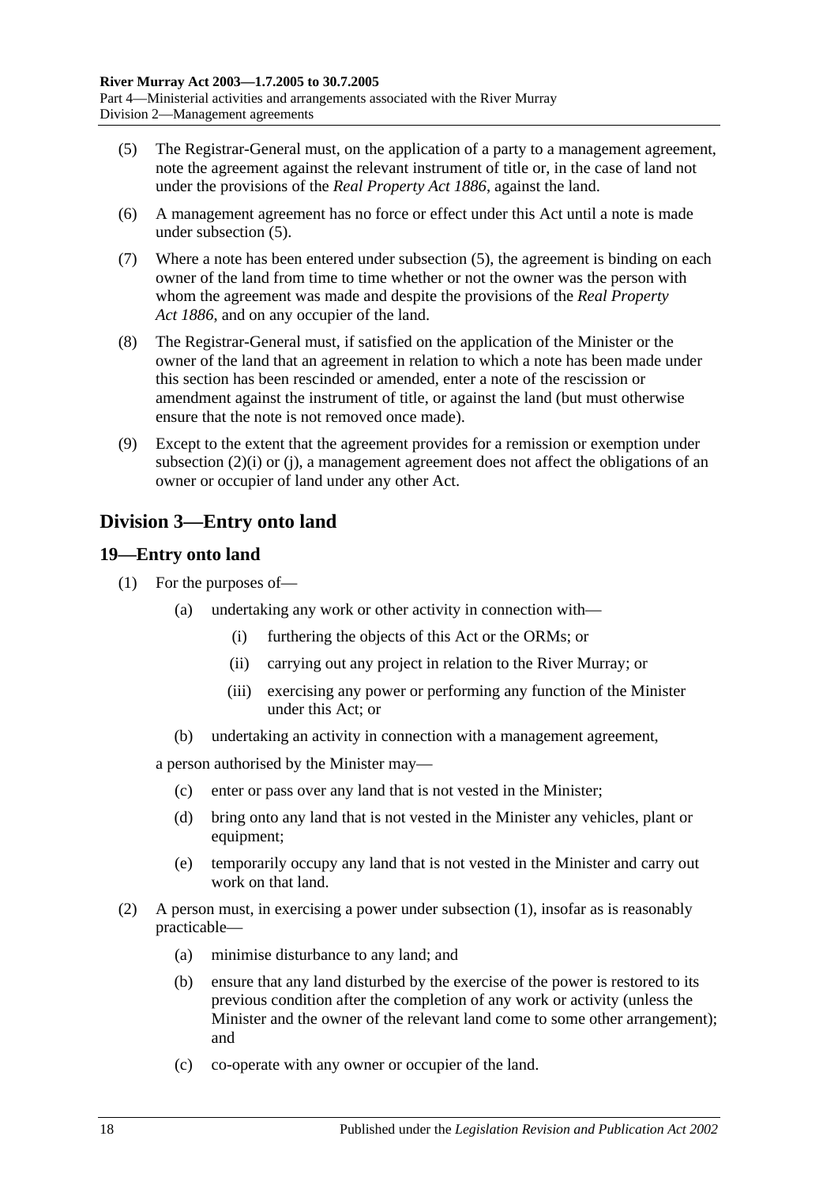(5) The Registrar-General must, on the application of a party to a management agreement, note the agreement against the relevant instrument of title or, in the case of land not under the provisions of the *Real Property Act 1886*, against the land.

(6) A management agreement has no force or effect under this Act until a note is made under subsection (5).

(7) Where a note has been entered under subsection (5), the agreement is binding on each owner of the land from time to time whether or not the owner was the person with whom the agreement was made and despite the provisions of the *Real Property Act 1886*, and on any occupier of the land.

(8) The Registrar-General must, if satisfied on the application of the Minister or the owner of the land that an agreement in relation to which a note has been made under this section has been rescinded or amended, enter a note of the rescission or amendment against the instrument of title, or against the land (but must otherwise ensure that the note is not removed once made).

(9) Except to the extent that the agreement provides for a remission or exemption under subsection (2)(i) or (j), a management agreement does not affect the obligations of an owner or occupier of land under any other Act.

## Division 3—Entry onto land

### 19—Entry onto land

(1) For the purposes of—

- (a) undertaking any work or other activity in connection with—
  - (i) furthering the objects of this Act or the ORMs; or
  - (ii) carrying out any project in relation to the River Murray; or
  - (iii) exercising any power or performing any function of the Minister under this Act; or
- (b) undertaking an activity in connection with a management agreement,

a person authorised by the Minister may—

- (c) enter or pass over any land that is not vested in the Minister;
- (d) bring onto any land that is not vested in the Minister any vehicles, plant or equipment;
- (e) temporarily occupy any land that is not vested in the Minister and carry out work on that land.

(2) A person must, in exercising a power under subsection (1), insofar as is reasonably practicable—

- (a) minimise disturbance to any land; and
- (b) ensure that any land disturbed by the exercise of the power is restored to its previous condition after the completion of any work or activity (unless the Minister and the owner of the relevant land come to some other arrangement); and
- (c) co-operate with any owner or occupier of the land.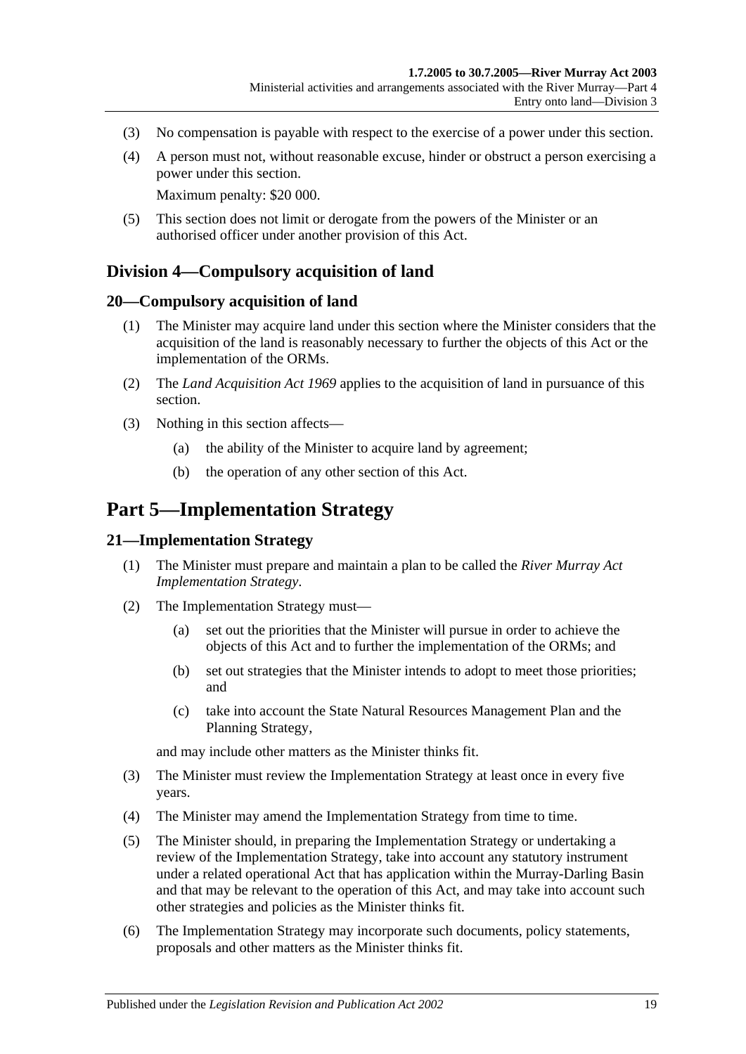(3) No compensation is payable with respect to the exercise of a power under this section.

(4) A person must not, without reasonable excuse, hinder or obstruct a person exercising a power under this section.

Maximum penalty: $20 000.

(5) This section does not limit or derogate from the powers of the Minister or an authorised officer under another provision of this Act.

## Division 4—Compulsory acquisition of land

### 20—Compulsory acquisition of land

(1) The Minister may acquire land under this section where the Minister considers that the acquisition of the land is reasonably necessary to further the objects of this Act or the implementation of the ORMs.

(2) The *Land Acquisition Act 1969* applies to the acquisition of land in pursuance of this section.

(3) Nothing in this section affects—

(a) the ability of the Minister to acquire land by agreement;

(b) the operation of any other section of this Act.

# Part 5—Implementation Strategy

### 21—Implementation Strategy

(1) The Minister must prepare and maintain a plan to be called the *River Murray Act Implementation Strategy*.

(2) The Implementation Strategy must—

(a) set out the priorities that the Minister will pursue in order to achieve the objects of this Act and to further the implementation of the ORMs; and

(b) set out strategies that the Minister intends to adopt to meet those priorities; and

(c) take into account the State Natural Resources Management Plan and the Planning Strategy,

and may include other matters as the Minister thinks fit.

(3) The Minister must review the Implementation Strategy at least once in every five years.

(4) The Minister may amend the Implementation Strategy from time to time.

(5) The Minister should, in preparing the Implementation Strategy or undertaking a review of the Implementation Strategy, take into account any statutory instrument under a related operational Act that has application within the Murray-Darling Basin and that may be relevant to the operation of this Act, and may take into account such other strategies and policies as the Minister thinks fit.

(6) The Implementation Strategy may incorporate such documents, policy statements, proposals and other matters as the Minister thinks fit.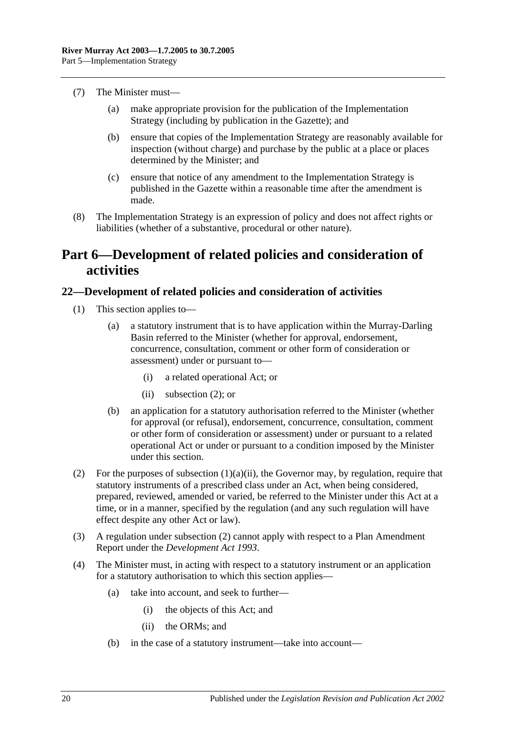(7) The Minister must—

(a) make appropriate provision for the publication of the Implementation Strategy (including by publication in the Gazette); and

(b) ensure that copies of the Implementation Strategy are reasonably available for inspection (without charge) and purchase by the public at a place or places determined by the Minister; and

(c) ensure that notice of any amendment to the Implementation Strategy is published in the Gazette within a reasonable time after the amendment is made.

(8) The Implementation Strategy is an expression of policy and does not affect rights or liabilities (whether of a substantive, procedural or other nature).

# Part 6—Development of related policies and consideration of activities

## 22—Development of related policies and consideration of activities

(1) This section applies to—

(a) a statutory instrument that is to have application within the Murray-Darling Basin referred to the Minister (whether for approval, endorsement, concurrence, consultation, comment or other form of consideration or assessment) under or pursuant to—

(i) a related operational Act; or

(ii) subsection (2); or

(b) an application for a statutory authorisation referred to the Minister (whether for approval (or refusal), endorsement, concurrence, consultation, comment or other form of consideration or assessment) under or pursuant to a related operational Act or under or pursuant to a condition imposed by the Minister under this section.

(2) For the purposes of subsection (1)(a)(ii), the Governor may, by regulation, require that statutory instruments of a prescribed class under an Act, when being considered, prepared, reviewed, amended or varied, be referred to the Minister under this Act at a time, or in a manner, specified by the regulation (and any such regulation will have effect despite any other Act or law).

(3) A regulation under subsection (2) cannot apply with respect to a Plan Amendment Report under the *Development Act 1993*.

(4) The Minister must, in acting with respect to a statutory instrument or an application for a statutory authorisation to which this section applies—

(a) take into account, and seek to further—

(i) the objects of this Act; and

(ii) the ORMs; and

(b) in the case of a statutory instrument—take into account—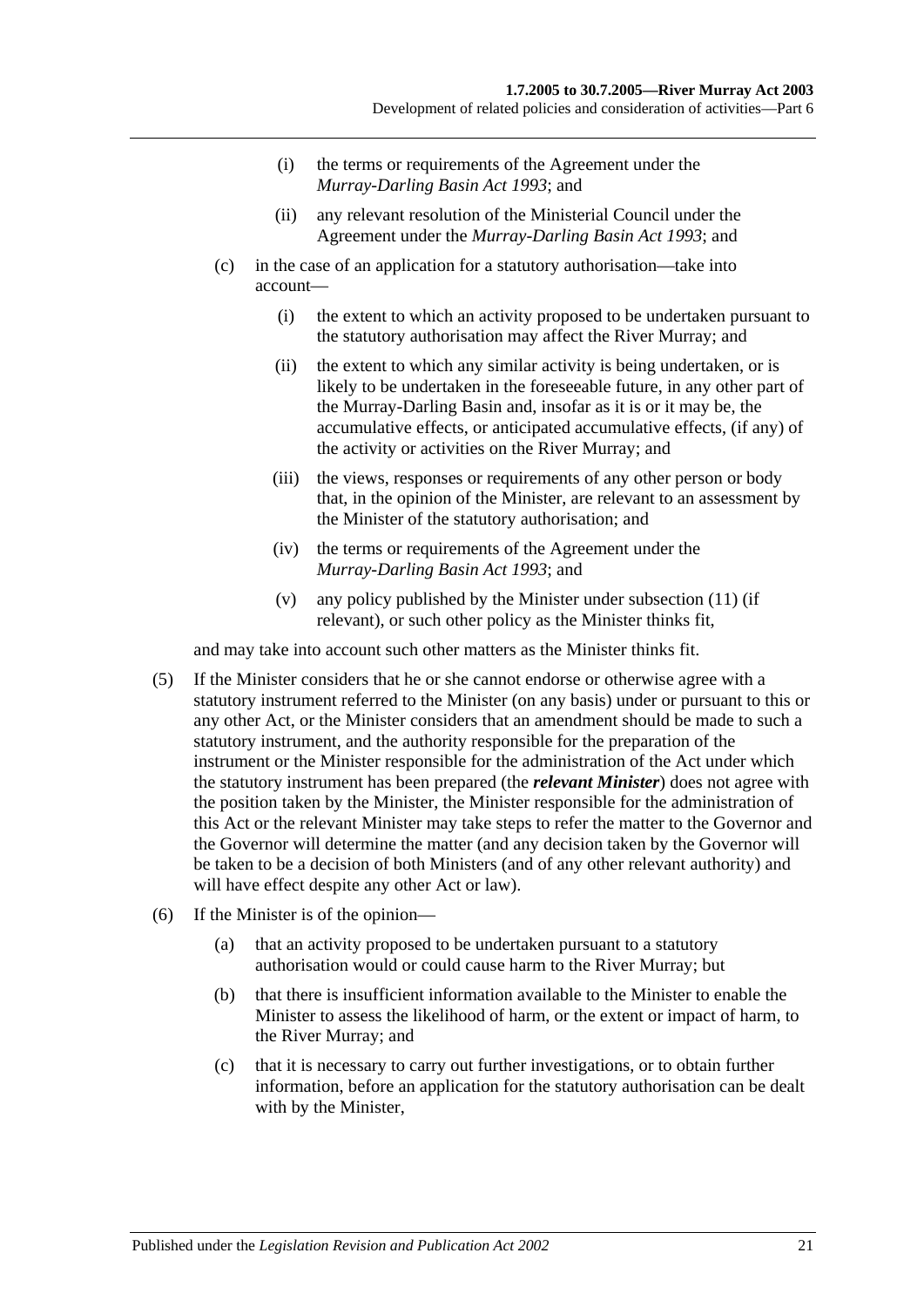(i) the terms or requirements of the Agreement under the *Murray-Darling Basin Act 1993*; and

(ii) any relevant resolution of the Ministerial Council under the Agreement under the *Murray-Darling Basin Act 1993*; and

(c) in the case of an application for a statutory authorisation—take into account—

(i) the extent to which an activity proposed to be undertaken pursuant to the statutory authorisation may affect the River Murray; and

(ii) the extent to which any similar activity is being undertaken, or is likely to be undertaken in the foreseeable future, in any other part of the Murray-Darling Basin and, insofar as it is or it may be, the accumulative effects, or anticipated accumulative effects, (if any) of the activity or activities on the River Murray; and

(iii) the views, responses or requirements of any other person or body that, in the opinion of the Minister, are relevant to an assessment by the Minister of the statutory authorisation; and

(iv) the terms or requirements of the Agreement under the *Murray-Darling Basin Act 1993*; and

(v) any policy published by the Minister under subsection (11) (if relevant), or such other policy as the Minister thinks fit,

and may take into account such other matters as the Minister thinks fit.

(5) If the Minister considers that he or she cannot endorse or otherwise agree with a statutory instrument referred to the Minister (on any basis) under or pursuant to this or any other Act, or the Minister considers that an amendment should be made to such a statutory instrument, and the authority responsible for the preparation of the instrument or the Minister responsible for the administration of the Act under which the statutory instrument has been prepared (the ***relevant Minister***) does not agree with the position taken by the Minister, the Minister responsible for the administration of this Act or the relevant Minister may take steps to refer the matter to the Governor and the Governor will determine the matter (and any decision taken by the Governor will be taken to be a decision of both Ministers (and of any other relevant authority) and will have effect despite any other Act or law).

(6) If the Minister is of the opinion—

(a) that an activity proposed to be undertaken pursuant to a statutory authorisation would or could cause harm to the River Murray; but

(b) that there is insufficient information available to the Minister to enable the Minister to assess the likelihood of harm, or the extent or impact of harm, to the River Murray; and

(c) that it is necessary to carry out further investigations, or to obtain further information, before an application for the statutory authorisation can be dealt with by the Minister,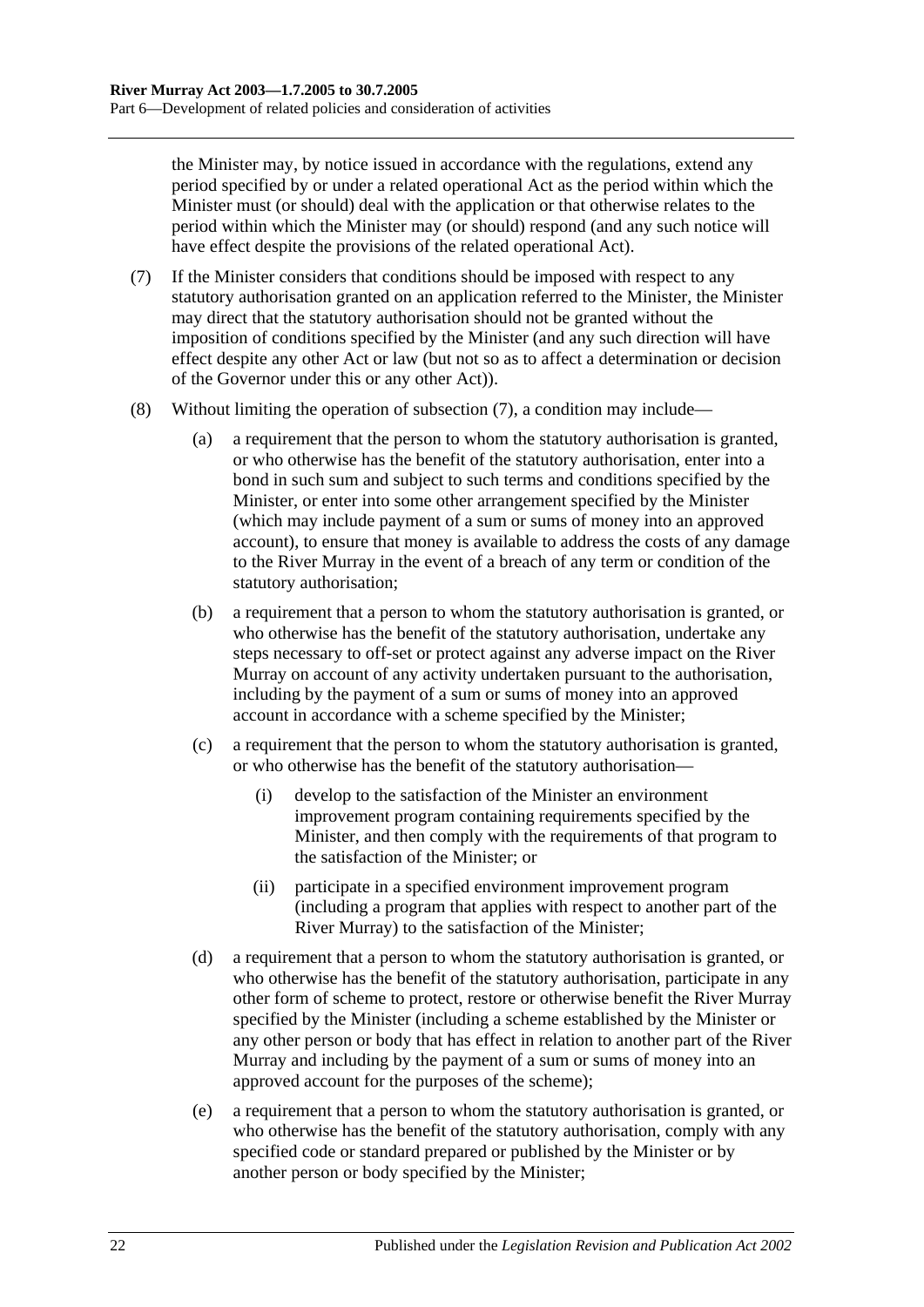the Minister may, by notice issued in accordance with the regulations, extend any period specified by or under a related operational Act as the period within which the Minister must (or should) deal with the application or that otherwise relates to the period within which the Minister may (or should) respond (and any such notice will have effect despite the provisions of the related operational Act).

(7) If the Minister considers that conditions should be imposed with respect to any statutory authorisation granted on an application referred to the Minister, the Minister may direct that the statutory authorisation should not be granted without the imposition of conditions specified by the Minister (and any such direction will have effect despite any other Act or law (but not so as to affect a determination or decision of the Governor under this or any other Act)).

(8) Without limiting the operation of subsection (7), a condition may include—

(a) a requirement that the person to whom the statutory authorisation is granted, or who otherwise has the benefit of the statutory authorisation, enter into a bond in such sum and subject to such terms and conditions specified by the Minister, or enter into some other arrangement specified by the Minister (which may include payment of a sum or sums of money into an approved account), to ensure that money is available to address the costs of any damage to the River Murray in the event of a breach of any term or condition of the statutory authorisation;

(b) a requirement that a person to whom the statutory authorisation is granted, or who otherwise has the benefit of the statutory authorisation, undertake any steps necessary to off-set or protect against any adverse impact on the River Murray on account of any activity undertaken pursuant to the authorisation, including by the payment of a sum or sums of money into an approved account in accordance with a scheme specified by the Minister;

(c) a requirement that the person to whom the statutory authorisation is granted, or who otherwise has the benefit of the statutory authorisation—

(i) develop to the satisfaction of the Minister an environment improvement program containing requirements specified by the Minister, and then comply with the requirements of that program to the satisfaction of the Minister; or

(ii) participate in a specified environment improvement program (including a program that applies with respect to another part of the River Murray) to the satisfaction of the Minister;

(d) a requirement that a person to whom the statutory authorisation is granted, or who otherwise has the benefit of the statutory authorisation, participate in any other form of scheme to protect, restore or otherwise benefit the River Murray specified by the Minister (including a scheme established by the Minister or any other person or body that has effect in relation to another part of the River Murray and including by the payment of a sum or sums of money into an approved account for the purposes of the scheme);

(e) a requirement that a person to whom the statutory authorisation is granted, or who otherwise has the benefit of the statutory authorisation, comply with any specified code or standard prepared or published by the Minister or by another person or body specified by the Minister;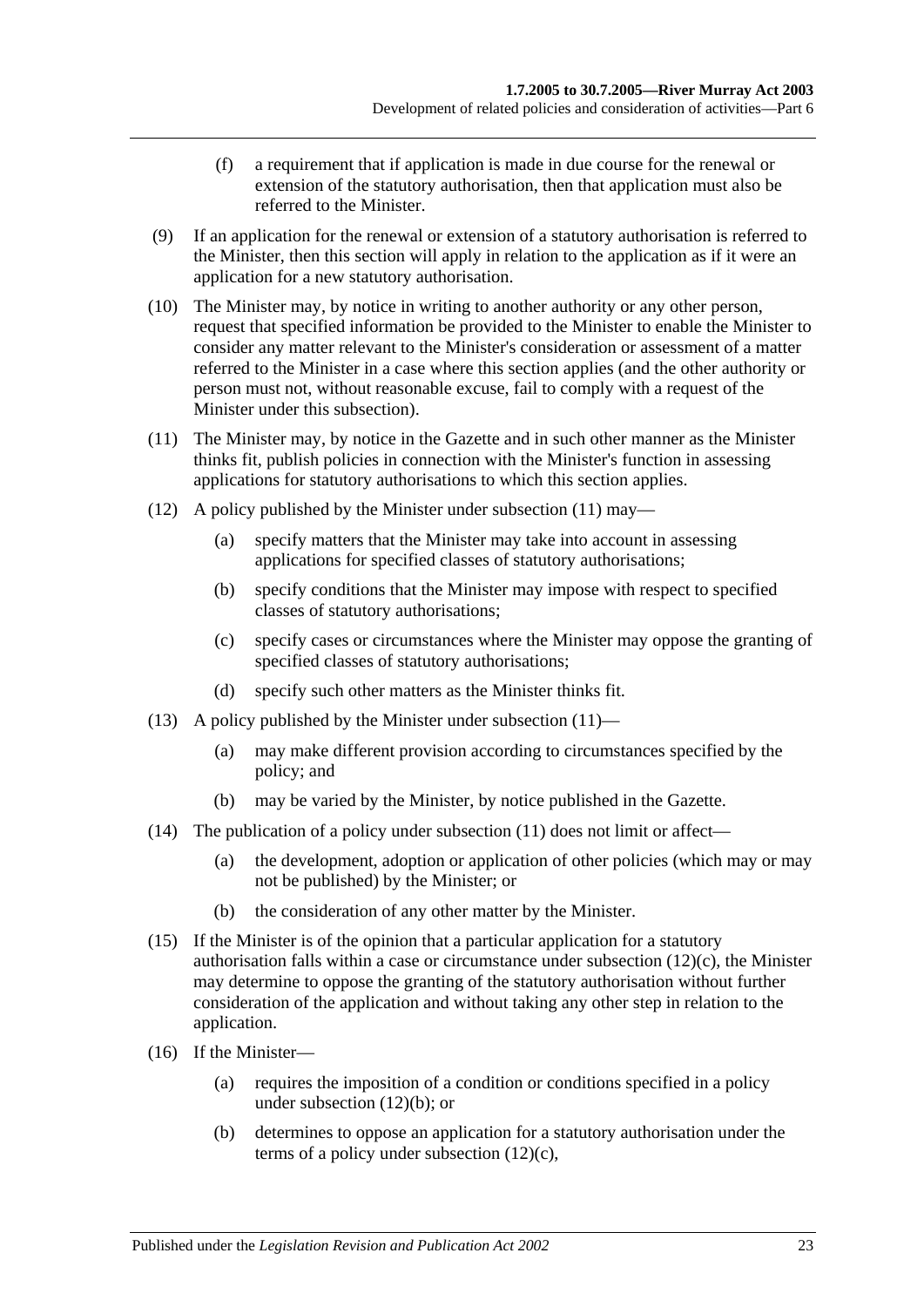(f) a requirement that if application is made in due course for the renewal or extension of the statutory authorisation, then that application must also be referred to the Minister.

(9) If an application for the renewal or extension of a statutory authorisation is referred to the Minister, then this section will apply in relation to the application as if it were an application for a new statutory authorisation.

(10) The Minister may, by notice in writing to another authority or any other person, request that specified information be provided to the Minister to enable the Minister to consider any matter relevant to the Minister's consideration or assessment of a matter referred to the Minister in a case where this section applies (and the other authority or person must not, without reasonable excuse, fail to comply with a request of the Minister under this subsection).

(11) The Minister may, by notice in the Gazette and in such other manner as the Minister thinks fit, publish policies in connection with the Minister's function in assessing applications for statutory authorisations to which this section applies.

(12) A policy published by the Minister under subsection (11) may—

(a) specify matters that the Minister may take into account in assessing applications for specified classes of statutory authorisations;

(b) specify conditions that the Minister may impose with respect to specified classes of statutory authorisations;

(c) specify cases or circumstances where the Minister may oppose the granting of specified classes of statutory authorisations;

(d) specify such other matters as the Minister thinks fit.

(13) A policy published by the Minister under subsection (11)—

(a) may make different provision according to circumstances specified by the policy; and

(b) may be varied by the Minister, by notice published in the Gazette.

(14) The publication of a policy under subsection (11) does not limit or affect—

(a) the development, adoption or application of other policies (which may or may not be published) by the Minister; or

(b) the consideration of any other matter by the Minister.

(15) If the Minister is of the opinion that a particular application for a statutory authorisation falls within a case or circumstance under subsection (12)(c), the Minister may determine to oppose the granting of the statutory authorisation without further consideration of the application and without taking any other step in relation to the application.

(16) If the Minister—

(a) requires the imposition of a condition or conditions specified in a policy under subsection (12)(b); or

(b) determines to oppose an application for a statutory authorisation under the terms of a policy under subsection (12)(c),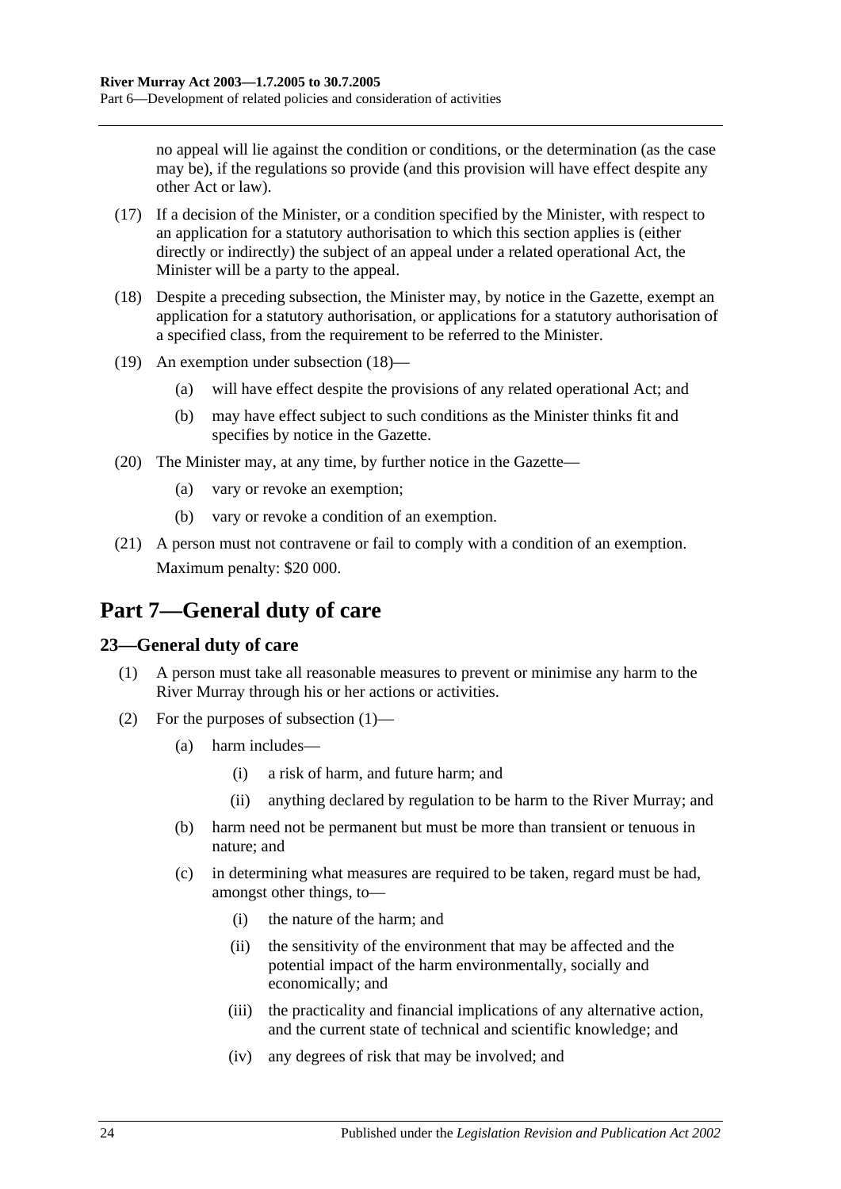no appeal will lie against the condition or conditions, or the determination (as the case may be), if the regulations so provide (and this provision will have effect despite any other Act or law).

(17) If a decision of the Minister, or a condition specified by the Minister, with respect to an application for a statutory authorisation to which this section applies is (either directly or indirectly) the subject of an appeal under a related operational Act, the Minister will be a party to the appeal.

(18) Despite a preceding subsection, the Minister may, by notice in the Gazette, exempt an application for a statutory authorisation, or applications for a statutory authorisation of a specified class, from the requirement to be referred to the Minister.

(19) An exemption under subsection (18)—

- (a) will have effect despite the provisions of any related operational Act; and
- (b) may have effect subject to such conditions as the Minister thinks fit and specifies by notice in the Gazette.

(20) The Minister may, at any time, by further notice in the Gazette—

- (a) vary or revoke an exemption;
- (b) vary or revoke a condition of an exemption.

(21) A person must not contravene or fail to comply with a condition of an exemption.

Maximum penalty: $20 000.

# Part 7—General duty of care

## 23—General duty of care

(1) A person must take all reasonable measures to prevent or minimise any harm to the River Murray through his or her actions or activities.

(2) For the purposes of subsection (1)—

- (a) harm includes—
  - (i) a risk of harm, and future harm; and
  - (ii) anything declared by regulation to be harm to the River Murray; and
- (b) harm need not be permanent but must be more than transient or tenuous in nature; and
- (c) in determining what measures are required to be taken, regard must be had, amongst other things, to—
  - (i) the nature of the harm; and
  - (ii) the sensitivity of the environment that may be affected and the potential impact of the harm environmentally, socially and economically; and
  - (iii) the practicality and financial implications of any alternative action, and the current state of technical and scientific knowledge; and
  - (iv) any degrees of risk that may be involved; and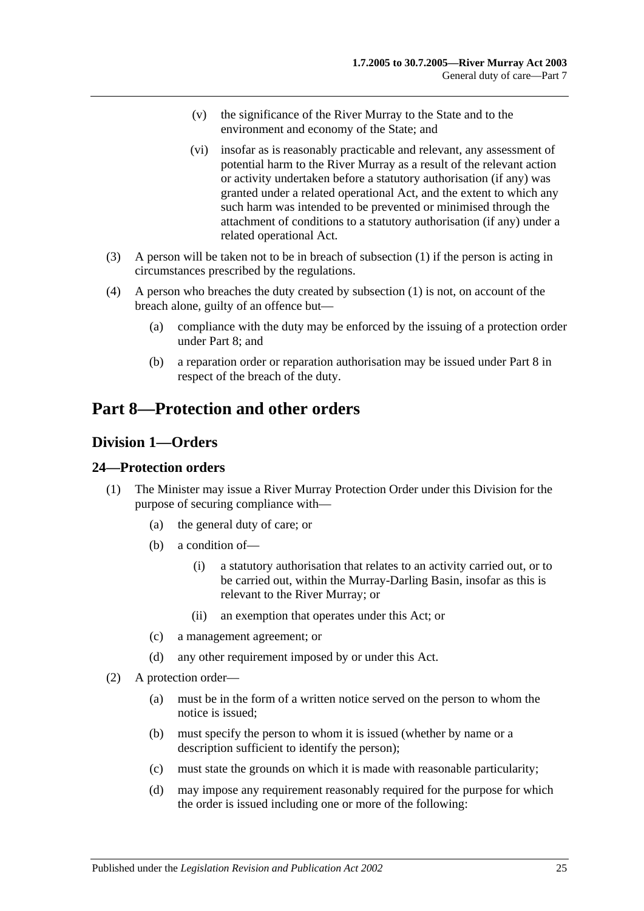(v) the significance of the River Murray to the State and to the environment and economy of the State; and

(vi) insofar as is reasonably practicable and relevant, any assessment of potential harm to the River Murray as a result of the relevant action or activity undertaken before a statutory authorisation (if any) was granted under a related operational Act, and the extent to which any such harm was intended to be prevented or minimised through the attachment of conditions to a statutory authorisation (if any) under a related operational Act.

(3) A person will be taken not to be in breach of subsection (1) if the person is acting in circumstances prescribed by the regulations.

(4) A person who breaches the duty created by subsection (1) is not, on account of the breach alone, guilty of an offence but—

(a) compliance with the duty may be enforced by the issuing of a protection order under Part 8; and

(b) a reparation order or reparation authorisation may be issued under Part 8 in respect of the breach of the duty.

# Part 8—Protection and other orders

## Division 1—Orders

### 24—Protection orders

(1) The Minister may issue a River Murray Protection Order under this Division for the purpose of securing compliance with—

(a) the general duty of care; or

(b) a condition of—

(i) a statutory authorisation that relates to an activity carried out, or to be carried out, within the Murray-Darling Basin, insofar as this is relevant to the River Murray; or

(ii) an exemption that operates under this Act; or

(c) a management agreement; or

(d) any other requirement imposed by or under this Act.

(2) A protection order—

(a) must be in the form of a written notice served on the person to whom the notice is issued;

(b) must specify the person to whom it is issued (whether by name or a description sufficient to identify the person);

(c) must state the grounds on which it is made with reasonable particularity;

(d) may impose any requirement reasonably required for the purpose for which the order is issued including one or more of the following: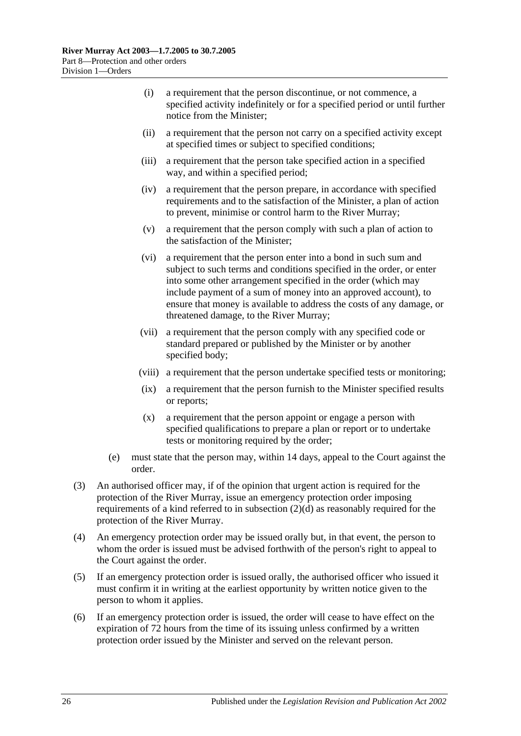(i) a requirement that the person discontinue, or not commence, a specified activity indefinitely or for a specified period or until further notice from the Minister;

(ii) a requirement that the person not carry on a specified activity except at specified times or subject to specified conditions;

(iii) a requirement that the person take specified action in a specified way, and within a specified period;

(iv) a requirement that the person prepare, in accordance with specified requirements and to the satisfaction of the Minister, a plan of action to prevent, minimise or control harm to the River Murray;

(v) a requirement that the person comply with such a plan of action to the satisfaction of the Minister;

(vi) a requirement that the person enter into a bond in such sum and subject to such terms and conditions specified in the order, or enter into some other arrangement specified in the order (which may include payment of a sum of money into an approved account), to ensure that money is available to address the costs of any damage, or threatened damage, to the River Murray;

(vii) a requirement that the person comply with any specified code or standard prepared or published by the Minister or by another specified body;

(viii) a requirement that the person undertake specified tests or monitoring;

(ix) a requirement that the person furnish to the Minister specified results or reports;

(x) a requirement that the person appoint or engage a person with specified qualifications to prepare a plan or report or to undertake tests or monitoring required by the order;

(e) must state that the person may, within 14 days, appeal to the Court against the order.

(3) An authorised officer may, if of the opinion that urgent action is required for the protection of the River Murray, issue an emergency protection order imposing requirements of a kind referred to in subsection (2)(d) as reasonably required for the protection of the River Murray.

(4) An emergency protection order may be issued orally but, in that event, the person to whom the order is issued must be advised forthwith of the person's right to appeal to the Court against the order.

(5) If an emergency protection order is issued orally, the authorised officer who issued it must confirm it in writing at the earliest opportunity by written notice given to the person to whom it applies.

(6) If an emergency protection order is issued, the order will cease to have effect on the expiration of 72 hours from the time of its issuing unless confirmed by a written protection order issued by the Minister and served on the relevant person.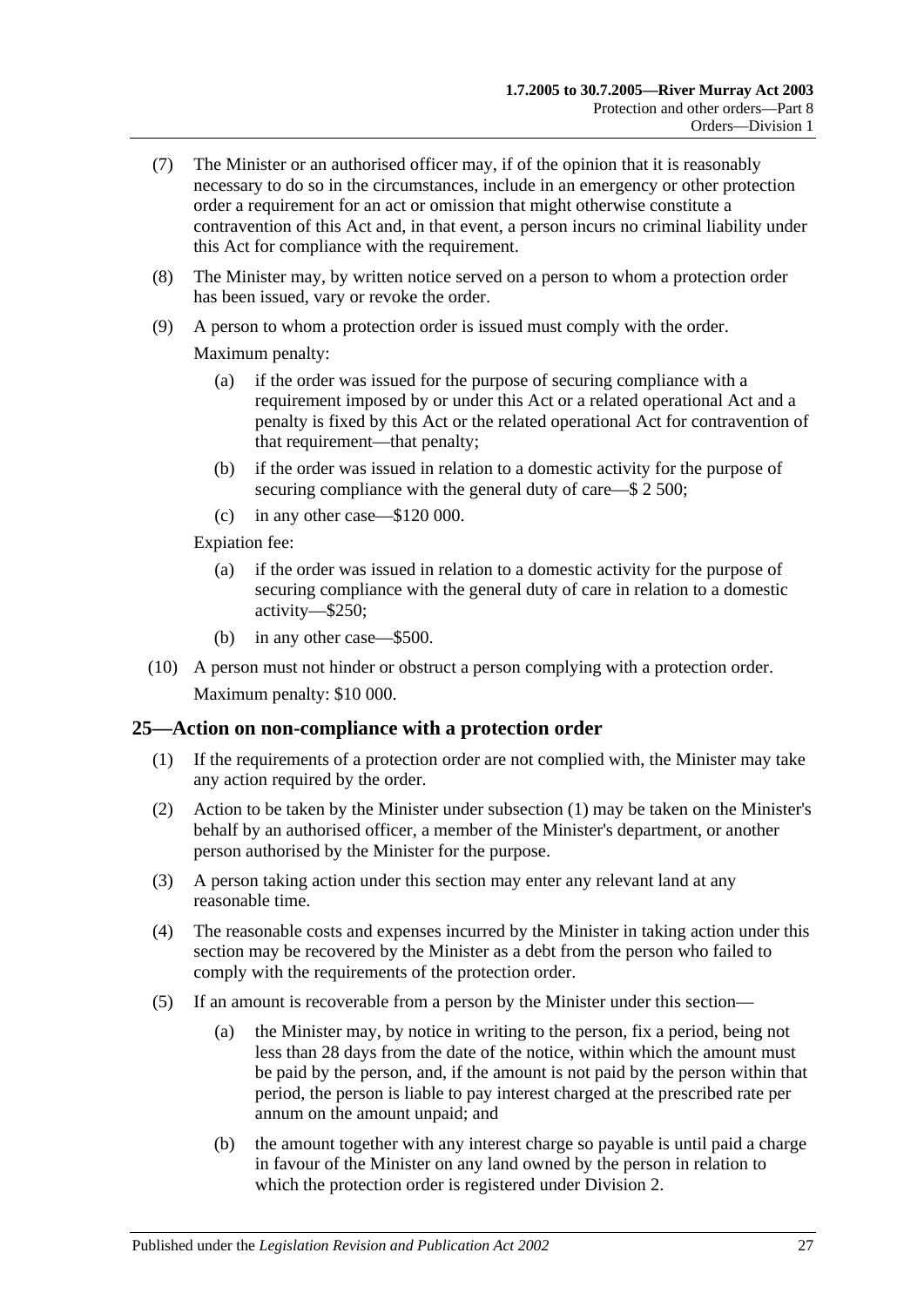(7) The Minister or an authorised officer may, if of the opinion that it is reasonably necessary to do so in the circumstances, include in an emergency or other protection order a requirement for an act or omission that might otherwise constitute a contravention of this Act and, in that event, a person incurs no criminal liability under this Act for compliance with the requirement.

(8) The Minister may, by written notice served on a person to whom a protection order has been issued, vary or revoke the order.

(9) A person to whom a protection order is issued must comply with the order.

Maximum penalty:

- (a) if the order was issued for the purpose of securing compliance with a requirement imposed by or under this Act or a related operational Act and a penalty is fixed by this Act or the related operational Act for contravention of that requirement—that penalty;
- (b) if the order was issued in relation to a domestic activity for the purpose of securing compliance with the general duty of care—$ 2 500;
- (c) in any other case—$120 000.

Expiation fee:

- (a) if the order was issued in relation to a domestic activity for the purpose of securing compliance with the general duty of care in relation to a domestic activity—$250;
- (b) in any other case—$500.

(10) A person must not hinder or obstruct a person complying with a protection order.

Maximum penalty: $10 000.

## 25—Action on non-compliance with a protection order

(1) If the requirements of a protection order are not complied with, the Minister may take any action required by the order.

(2) Action to be taken by the Minister under subsection (1) may be taken on the Minister's behalf by an authorised officer, a member of the Minister's department, or another person authorised by the Minister for the purpose.

(3) A person taking action under this section may enter any relevant land at any reasonable time.

(4) The reasonable costs and expenses incurred by the Minister in taking action under this section may be recovered by the Minister as a debt from the person who failed to comply with the requirements of the protection order.

(5) If an amount is recoverable from a person by the Minister under this section—

- (a) the Minister may, by notice in writing to the person, fix a period, being not less than 28 days from the date of the notice, within which the amount must be paid by the person, and, if the amount is not paid by the person within that period, the person is liable to pay interest charged at the prescribed rate per annum on the amount unpaid; and
- (b) the amount together with any interest charge so payable is until paid a charge in favour of the Minister on any land owned by the person in relation to which the protection order is registered under Division 2.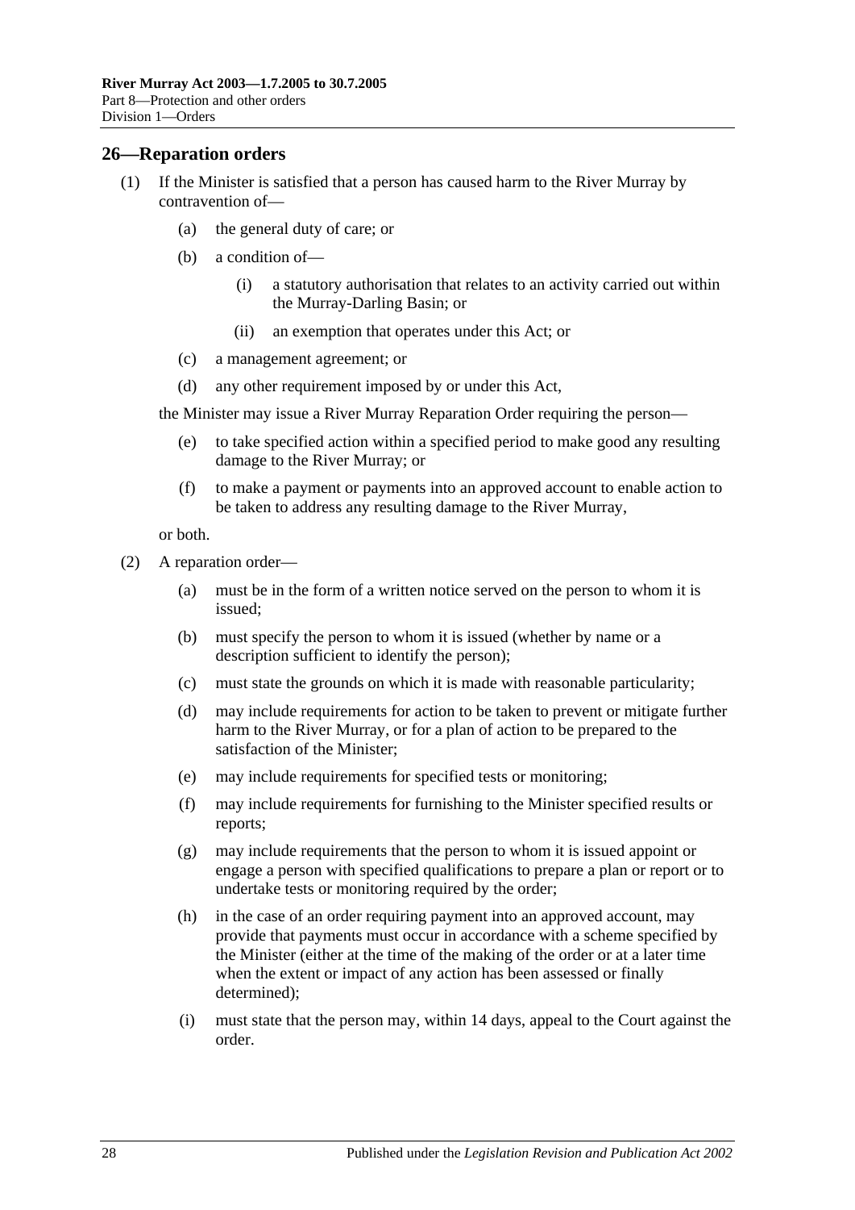## 26—Reparation orders

(1) If the Minister is satisfied that a person has caused harm to the River Murray by contravention of—

(a) the general duty of care; or

(b) a condition of—

(i) a statutory authorisation that relates to an activity carried out within the Murray-Darling Basin; or

(ii) an exemption that operates under this Act; or

(c) a management agreement; or

(d) any other requirement imposed by or under this Act,

the Minister may issue a River Murray Reparation Order requiring the person—

(e) to take specified action within a specified period to make good any resulting damage to the River Murray; or

(f) to make a payment or payments into an approved account to enable action to be taken to address any resulting damage to the River Murray,

or both.

(2) A reparation order—

(a) must be in the form of a written notice served on the person to whom it is issued;

(b) must specify the person to whom it is issued (whether by name or a description sufficient to identify the person);

(c) must state the grounds on which it is made with reasonable particularity;

(d) may include requirements for action to be taken to prevent or mitigate further harm to the River Murray, or for a plan of action to be prepared to the satisfaction of the Minister;

(e) may include requirements for specified tests or monitoring;

(f) may include requirements for furnishing to the Minister specified results or reports;

(g) may include requirements that the person to whom it is issued appoint or engage a person with specified qualifications to prepare a plan or report or to undertake tests or monitoring required by the order;

(h) in the case of an order requiring payment into an approved account, may provide that payments must occur in accordance with a scheme specified by the Minister (either at the time of the making of the order or at a later time when the extent or impact of any action has been assessed or finally determined);

(i) must state that the person may, within 14 days, appeal to the Court against the order.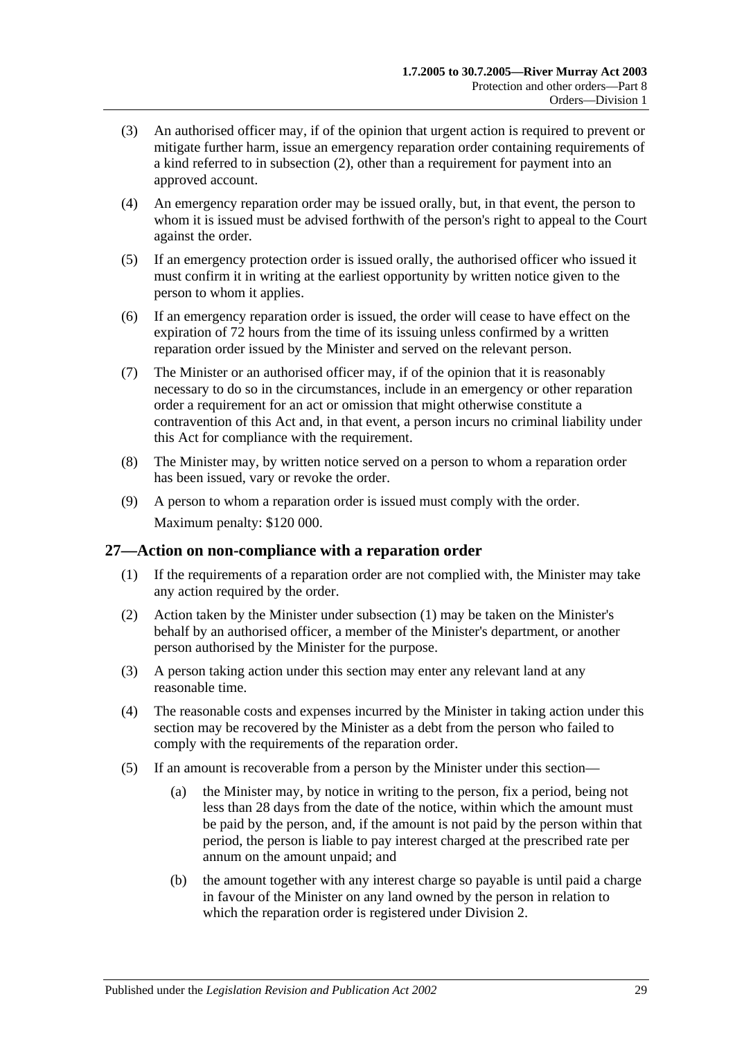(3) An authorised officer may, if of the opinion that urgent action is required to prevent or mitigate further harm, issue an emergency reparation order containing requirements of a kind referred to in subsection (2), other than a requirement for payment into an approved account.

(4) An emergency reparation order may be issued orally, but, in that event, the person to whom it is issued must be advised forthwith of the person's right to appeal to the Court against the order.

(5) If an emergency protection order is issued orally, the authorised officer who issued it must confirm it in writing at the earliest opportunity by written notice given to the person to whom it applies.

(6) If an emergency reparation order is issued, the order will cease to have effect on the expiration of 72 hours from the time of its issuing unless confirmed by a written reparation order issued by the Minister and served on the relevant person.

(7) The Minister or an authorised officer may, if of the opinion that it is reasonably necessary to do so in the circumstances, include in an emergency or other reparation order a requirement for an act or omission that might otherwise constitute a contravention of this Act and, in that event, a person incurs no criminal liability under this Act for compliance with the requirement.

(8) The Minister may, by written notice served on a person to whom a reparation order has been issued, vary or revoke the order.

(9) A person to whom a reparation order is issued must comply with the order.

Maximum penalty: $120 000.

## 27—Action on non-compliance with a reparation order

(1) If the requirements of a reparation order are not complied with, the Minister may take any action required by the order.

(2) Action taken by the Minister under subsection (1) may be taken on the Minister's behalf by an authorised officer, a member of the Minister's department, or another person authorised by the Minister for the purpose.

(3) A person taking action under this section may enter any relevant land at any reasonable time.

(4) The reasonable costs and expenses incurred by the Minister in taking action under this section may be recovered by the Minister as a debt from the person who failed to comply with the requirements of the reparation order.

(5) If an amount is recoverable from a person by the Minister under this section—

(a) the Minister may, by notice in writing to the person, fix a period, being not less than 28 days from the date of the notice, within which the amount must be paid by the person, and, if the amount is not paid by the person within that period, the person is liable to pay interest charged at the prescribed rate per annum on the amount unpaid; and

(b) the amount together with any interest charge so payable is until paid a charge in favour of the Minister on any land owned by the person in relation to which the reparation order is registered under Division 2.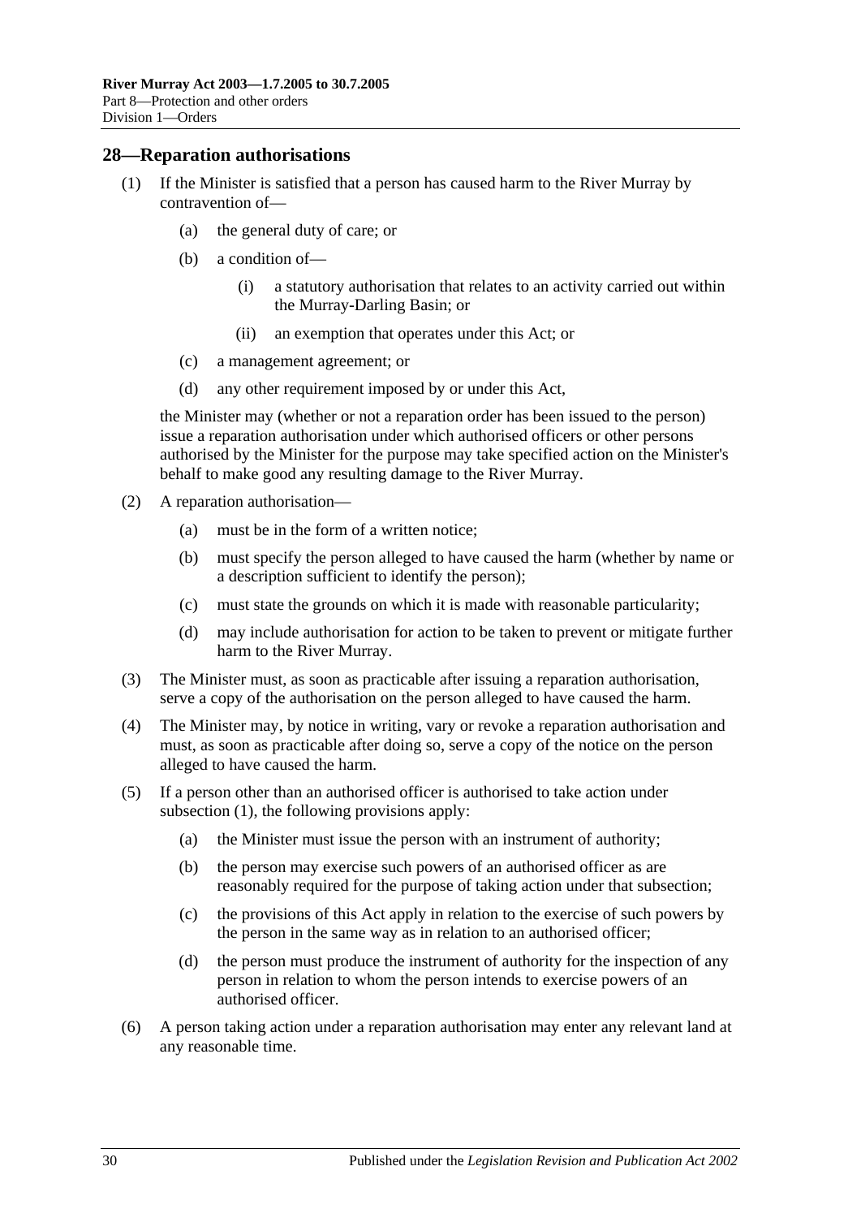## 28—Reparation authorisations

(1) If the Minister is satisfied that a person has caused harm to the River Murray by contravention of—

- (a) the general duty of care; or
- (b) a condition of—
  - (i) a statutory authorisation that relates to an activity carried out within the Murray-Darling Basin; or
  - (ii) an exemption that operates under this Act; or
- (c) a management agreement; or
- (d) any other requirement imposed by or under this Act,

the Minister may (whether or not a reparation order has been issued to the person) issue a reparation authorisation under which authorised officers or other persons authorised by the Minister for the purpose may take specified action on the Minister's behalf to make good any resulting damage to the River Murray.

(2) A reparation authorisation—

- (a) must be in the form of a written notice;
- (b) must specify the person alleged to have caused the harm (whether by name or a description sufficient to identify the person);
- (c) must state the grounds on which it is made with reasonable particularity;
- (d) may include authorisation for action to be taken to prevent or mitigate further harm to the River Murray.

(3) The Minister must, as soon as practicable after issuing a reparation authorisation, serve a copy of the authorisation on the person alleged to have caused the harm.

(4) The Minister may, by notice in writing, vary or revoke a reparation authorisation and must, as soon as practicable after doing so, serve a copy of the notice on the person alleged to have caused the harm.

(5) If a person other than an authorised officer is authorised to take action under subsection (1), the following provisions apply:

- (a) the Minister must issue the person with an instrument of authority;
- (b) the person may exercise such powers of an authorised officer as are reasonably required for the purpose of taking action under that subsection;
- (c) the provisions of this Act apply in relation to the exercise of such powers by the person in the same way as in relation to an authorised officer;
- (d) the person must produce the instrument of authority for the inspection of any person in relation to whom the person intends to exercise powers of an authorised officer.

(6) A person taking action under a reparation authorisation may enter any relevant land at any reasonable time.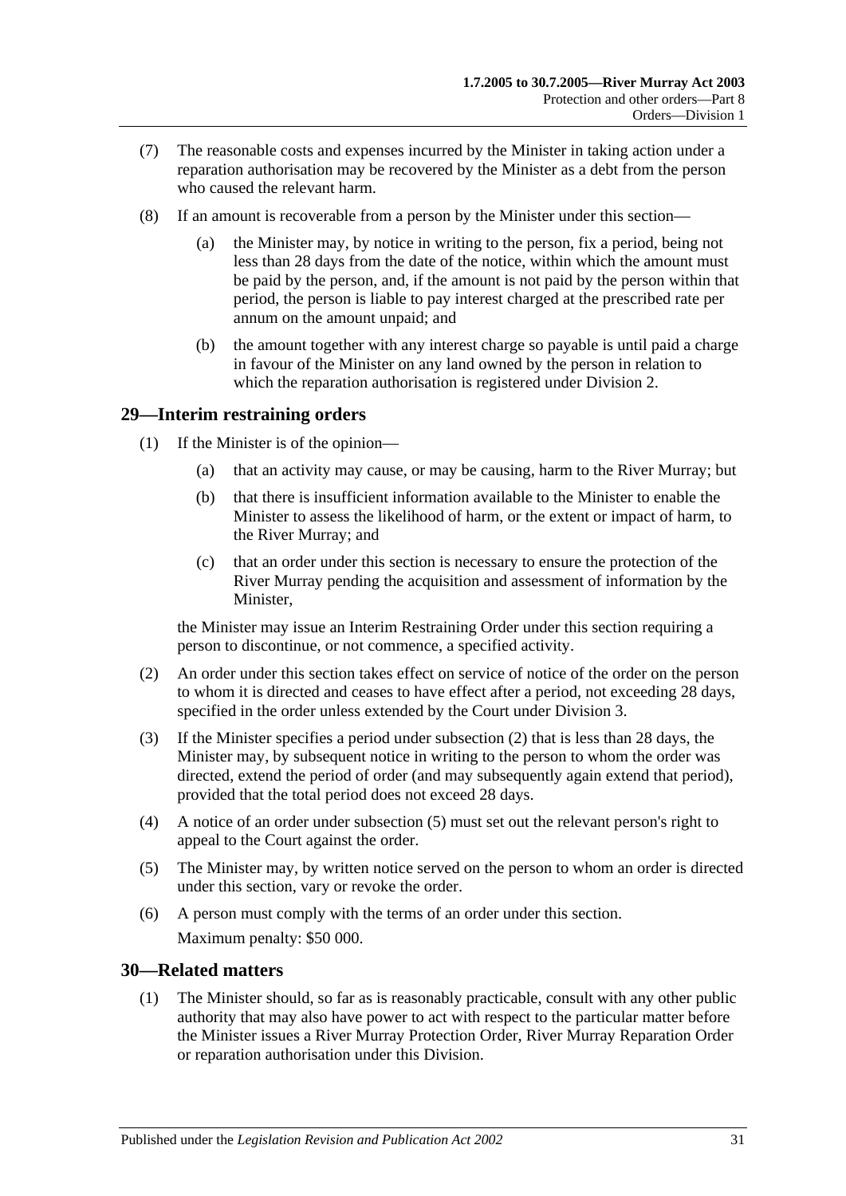(7) The reasonable costs and expenses incurred by the Minister in taking action under a reparation authorisation may be recovered by the Minister as a debt from the person who caused the relevant harm.

(8) If an amount is recoverable from a person by the Minister under this section—

(a) the Minister may, by notice in writing to the person, fix a period, being not less than 28 days from the date of the notice, within which the amount must be paid by the person, and, if the amount is not paid by the person within that period, the person is liable to pay interest charged at the prescribed rate per annum on the amount unpaid; and

(b) the amount together with any interest charge so payable is until paid a charge in favour of the Minister on any land owned by the person in relation to which the reparation authorisation is registered under Division 2.

## 29—Interim restraining orders

(1) If the Minister is of the opinion—

(a) that an activity may cause, or may be causing, harm to the River Murray; but

(b) that there is insufficient information available to the Minister to enable the Minister to assess the likelihood of harm, or the extent or impact of harm, to the River Murray; and

(c) that an order under this section is necessary to ensure the protection of the River Murray pending the acquisition and assessment of information by the Minister,

the Minister may issue an Interim Restraining Order under this section requiring a person to discontinue, or not commence, a specified activity.

(2) An order under this section takes effect on service of notice of the order on the person to whom it is directed and ceases to have effect after a period, not exceeding 28 days, specified in the order unless extended by the Court under Division 3.

(3) If the Minister specifies a period under subsection (2) that is less than 28 days, the Minister may, by subsequent notice in writing to the person to whom the order was directed, extend the period of order (and may subsequently again extend that period), provided that the total period does not exceed 28 days.

(4) A notice of an order under subsection (5) must set out the relevant person's right to appeal to the Court against the order.

(5) The Minister may, by written notice served on the person to whom an order is directed under this section, vary or revoke the order.

(6) A person must comply with the terms of an order under this section.

Maximum penalty: $50 000.

## 30—Related matters

(1) The Minister should, so far as is reasonably practicable, consult with any other public authority that may also have power to act with respect to the particular matter before the Minister issues a River Murray Protection Order, River Murray Reparation Order or reparation authorisation under this Division.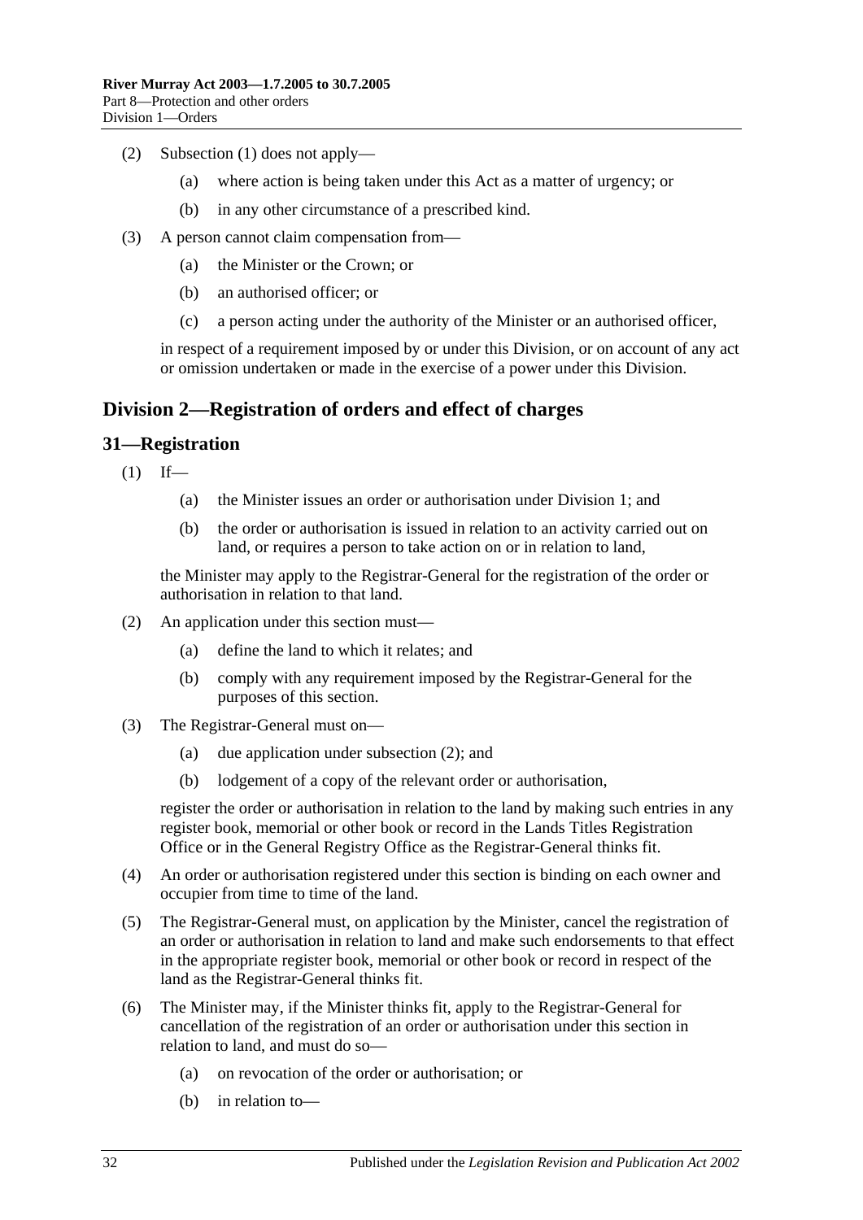(2) Subsection (1) does not apply—

(a) where action is being taken under this Act as a matter of urgency; or

(b) in any other circumstance of a prescribed kind.

(3) A person cannot claim compensation from—

(a) the Minister or the Crown; or

(b) an authorised officer; or

(c) a person acting under the authority of the Minister or an authorised officer,

in respect of a requirement imposed by or under this Division, or on account of any act or omission undertaken or made in the exercise of a power under this Division.

## Division 2—Registration of orders and effect of charges

### 31—Registration

(1) If—

(a) the Minister issues an order or authorisation under Division 1; and

(b) the order or authorisation is issued in relation to an activity carried out on land, or requires a person to take action on or in relation to land,

the Minister may apply to the Registrar-General for the registration of the order or authorisation in relation to that land.

(2) An application under this section must—

(a) define the land to which it relates; and

(b) comply with any requirement imposed by the Registrar-General for the purposes of this section.

(3) The Registrar-General must on—

(a) due application under subsection (2); and

(b) lodgement of a copy of the relevant order or authorisation,

register the order or authorisation in relation to the land by making such entries in any register book, memorial or other book or record in the Lands Titles Registration Office or in the General Registry Office as the Registrar-General thinks fit.

(4) An order or authorisation registered under this section is binding on each owner and occupier from time to time of the land.

(5) The Registrar-General must, on application by the Minister, cancel the registration of an order or authorisation in relation to land and make such endorsements to that effect in the appropriate register book, memorial or other book or record in respect of the land as the Registrar-General thinks fit.

(6) The Minister may, if the Minister thinks fit, apply to the Registrar-General for cancellation of the registration of an order or authorisation under this section in relation to land, and must do so—

(a) on revocation of the order or authorisation; or

(b) in relation to—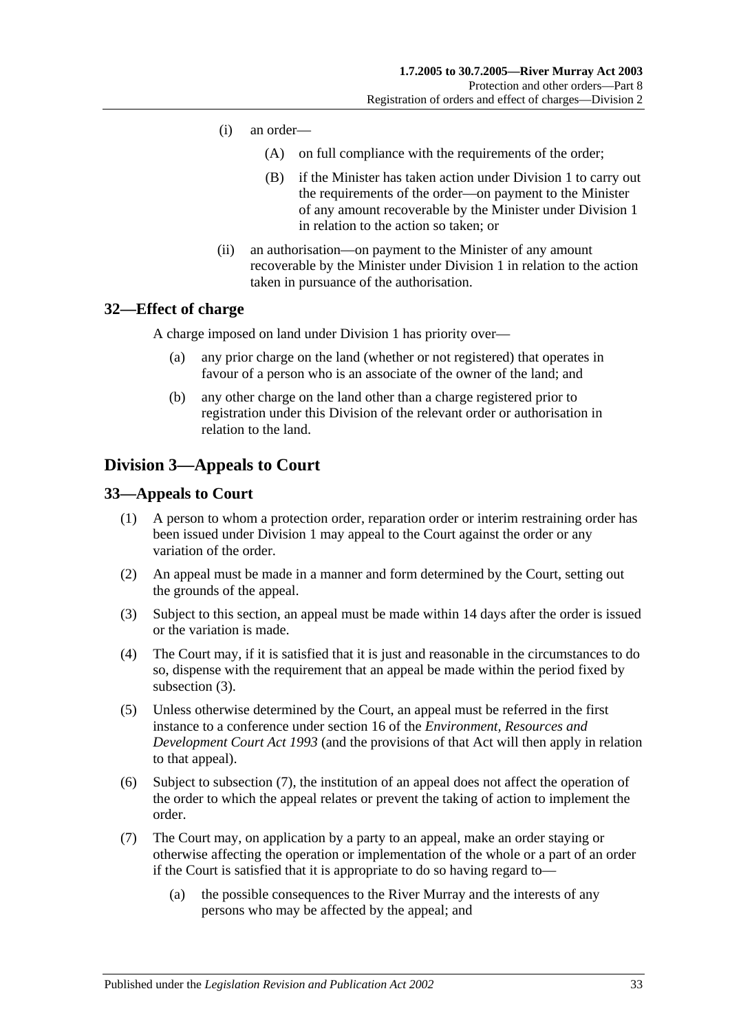(i) an order—

(A) on full compliance with the requirements of the order;

(B) if the Minister has taken action under Division 1 to carry out the requirements of the order—on payment to the Minister of any amount recoverable by the Minister under Division 1 in relation to the action so taken; or

(ii) an authorisation—on payment to the Minister of any amount recoverable by the Minister under Division 1 in relation to the action taken in pursuance of the authorisation.

## 32—Effect of charge

A charge imposed on land under Division 1 has priority over—

(a) any prior charge on the land (whether or not registered) that operates in favour of a person who is an associate of the owner of the land; and

(b) any other charge on the land other than a charge registered prior to registration under this Division of the relevant order or authorisation in relation to the land.

# Division 3—Appeals to Court

## 33—Appeals to Court

(1) A person to whom a protection order, reparation order or interim restraining order has been issued under Division 1 may appeal to the Court against the order or any variation of the order.

(2) An appeal must be made in a manner and form determined by the Court, setting out the grounds of the appeal.

(3) Subject to this section, an appeal must be made within 14 days after the order is issued or the variation is made.

(4) The Court may, if it is satisfied that it is just and reasonable in the circumstances to do so, dispense with the requirement that an appeal be made within the period fixed by subsection (3).

(5) Unless otherwise determined by the Court, an appeal must be referred in the first instance to a conference under section 16 of the *Environment, Resources and Development Court Act 1993* (and the provisions of that Act will then apply in relation to that appeal).

(6) Subject to subsection (7), the institution of an appeal does not affect the operation of the order to which the appeal relates or prevent the taking of action to implement the order.

(7) The Court may, on application by a party to an appeal, make an order staying or otherwise affecting the operation or implementation of the whole or a part of an order if the Court is satisfied that it is appropriate to do so having regard to—

(a) the possible consequences to the River Murray and the interests of any persons who may be affected by the appeal; and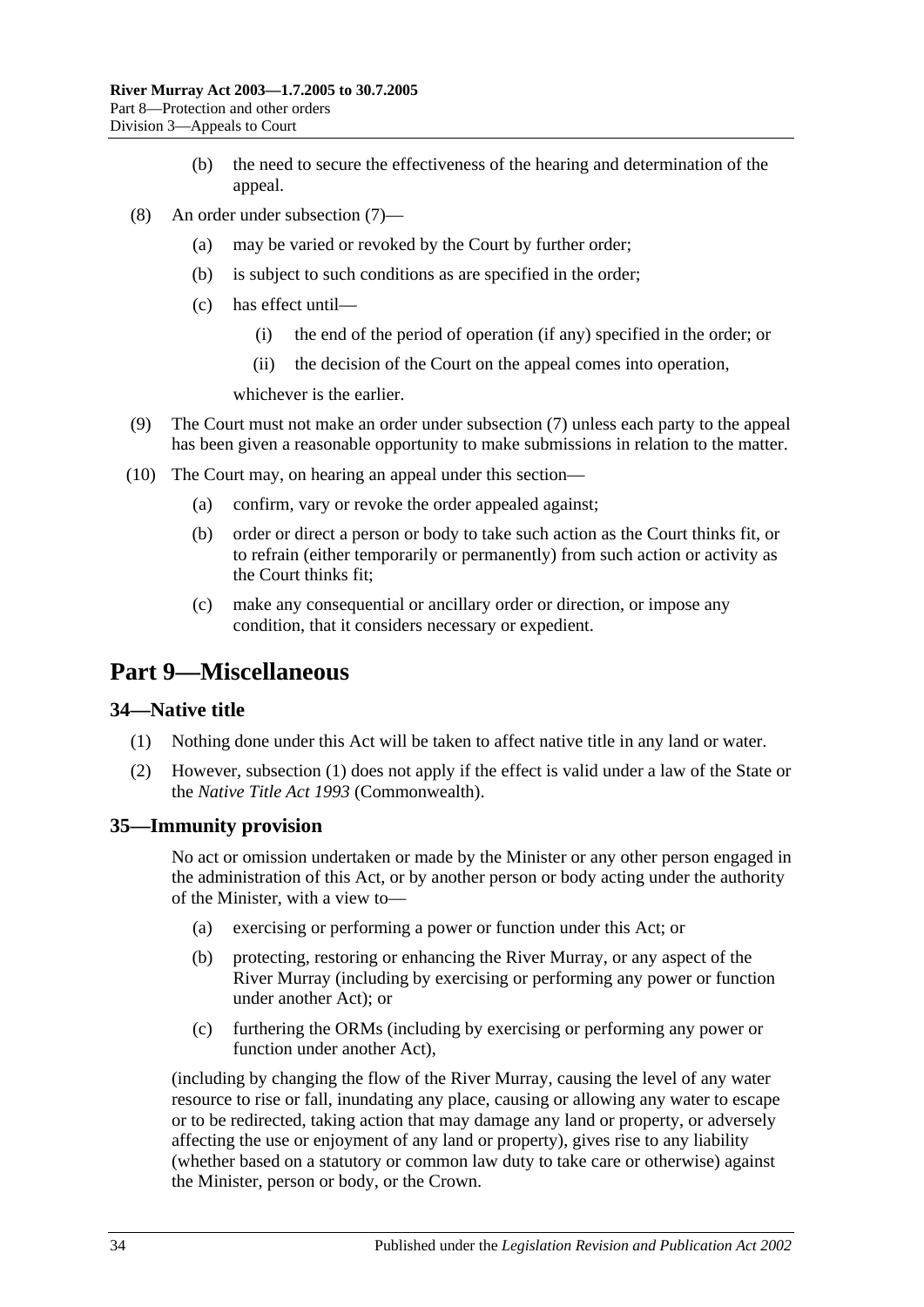(b) the need to secure the effectiveness of the hearing and determination of the appeal.

(8) An order under subsection (7)—

(a) may be varied or revoked by the Court by further order;

(b) is subject to such conditions as are specified in the order;

(c) has effect until—

(i) the end of the period of operation (if any) specified in the order; or

(ii) the decision of the Court on the appeal comes into operation,

whichever is the earlier.

(9) The Court must not make an order under subsection (7) unless each party to the appeal has been given a reasonable opportunity to make submissions in relation to the matter.

(10) The Court may, on hearing an appeal under this section—

(a) confirm, vary or revoke the order appealed against;

(b) order or direct a person or body to take such action as the Court thinks fit, or to refrain (either temporarily or permanently) from such action or activity as the Court thinks fit;

(c) make any consequential or ancillary order or direction, or impose any condition, that it considers necessary or expedient.

# Part 9—Miscellaneous

## 34—Native title

(1) Nothing done under this Act will be taken to affect native title in any land or water.

(2) However, subsection (1) does not apply if the effect is valid under a law of the State or the *Native Title Act 1993* (Commonwealth).

## 35—Immunity provision

No act or omission undertaken or made by the Minister or any other person engaged in the administration of this Act, or by another person or body acting under the authority of the Minister, with a view to—

(a) exercising or performing a power or function under this Act; or

(b) protecting, restoring or enhancing the River Murray, or any aspect of the River Murray (including by exercising or performing any power or function under another Act); or

(c) furthering the ORMs (including by exercising or performing any power or function under another Act),

(including by changing the flow of the River Murray, causing the level of any water resource to rise or fall, inundating any place, causing or allowing any water to escape or to be redirected, taking action that may damage any land or property, or adversely affecting the use or enjoyment of any land or property), gives rise to any liability (whether based on a statutory or common law duty to take care or otherwise) against the Minister, person or body, or the Crown.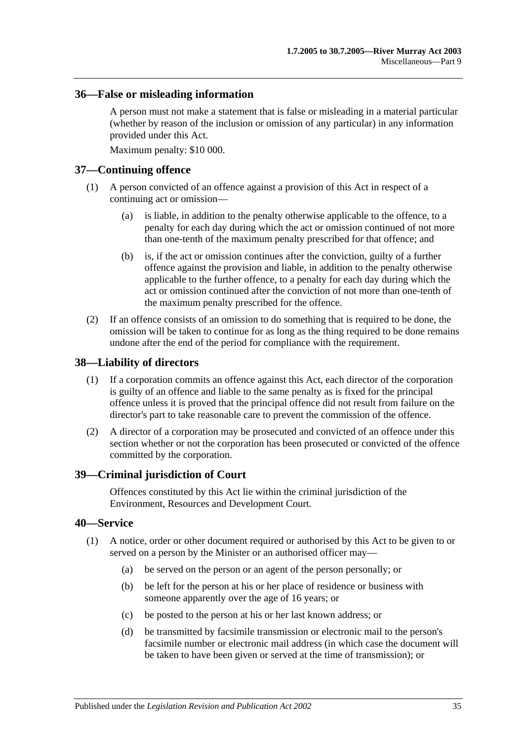## 36—False or misleading information

A person must not make a statement that is false or misleading in a material particular (whether by reason of the inclusion or omission of any particular) in any information provided under this Act.

Maximum penalty: $10 000.

## 37—Continuing offence

(1) A person convicted of an offence against a provision of this Act in respect of a continuing act or omission—

(a) is liable, in addition to the penalty otherwise applicable to the offence, to a penalty for each day during which the act or omission continued of not more than one-tenth of the maximum penalty prescribed for that offence; and

(b) is, if the act or omission continues after the conviction, guilty of a further offence against the provision and liable, in addition to the penalty otherwise applicable to the further offence, to a penalty for each day during which the act or omission continued after the conviction of not more than one-tenth of the maximum penalty prescribed for the offence.

(2) If an offence consists of an omission to do something that is required to be done, the omission will be taken to continue for as long as the thing required to be done remains undone after the end of the period for compliance with the requirement.

## 38—Liability of directors

(1) If a corporation commits an offence against this Act, each director of the corporation is guilty of an offence and liable to the same penalty as is fixed for the principal offence unless it is proved that the principal offence did not result from failure on the director's part to take reasonable care to prevent the commission of the offence.

(2) A director of a corporation may be prosecuted and convicted of an offence under this section whether or not the corporation has been prosecuted or convicted of the offence committed by the corporation.

## 39—Criminal jurisdiction of Court

Offences constituted by this Act lie within the criminal jurisdiction of the Environment, Resources and Development Court.

## 40—Service

(1) A notice, order or other document required or authorised by this Act to be given to or served on a person by the Minister or an authorised officer may—

(a) be served on the person or an agent of the person personally; or

(b) be left for the person at his or her place of residence or business with someone apparently over the age of 16 years; or

(c) be posted to the person at his or her last known address; or

(d) be transmitted by facsimile transmission or electronic mail to the person's facsimile number or electronic mail address (in which case the document will be taken to have been given or served at the time of transmission); or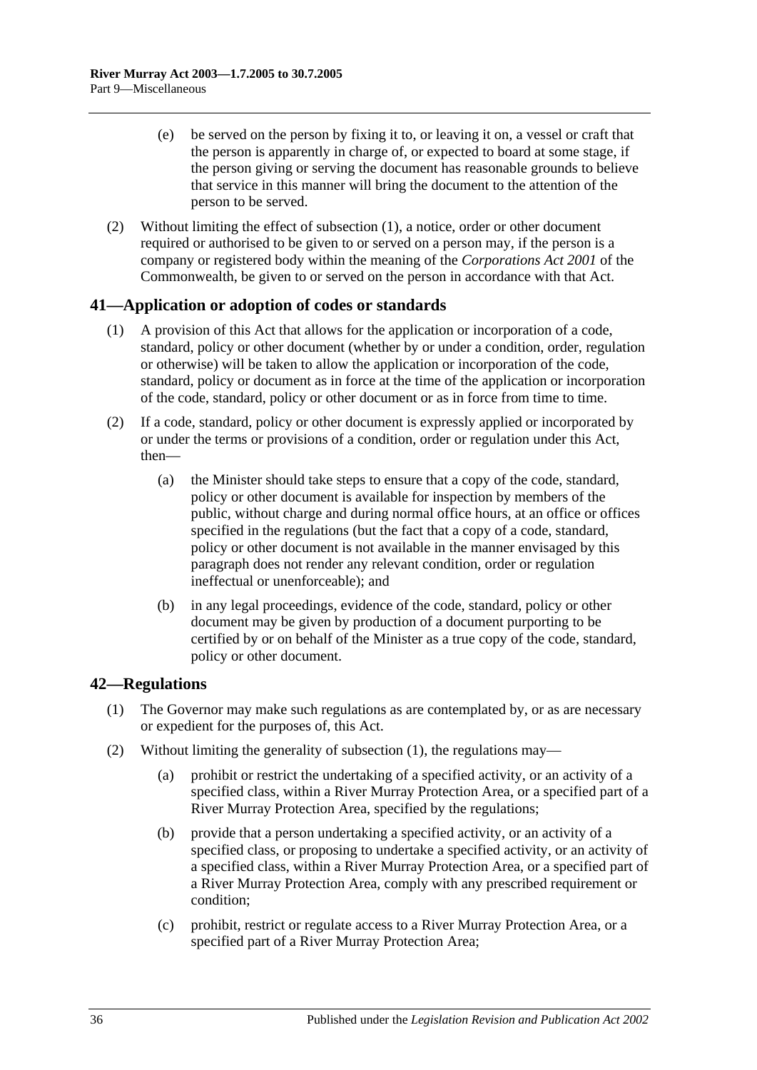(e) be served on the person by fixing it to, or leaving it on, a vessel or craft that the person is apparently in charge of, or expected to board at some stage, if the person giving or serving the document has reasonable grounds to believe that service in this manner will bring the document to the attention of the person to be served.

(2) Without limiting the effect of subsection (1), a notice, order or other document required or authorised to be given to or served on a person may, if the person is a company or registered body within the meaning of the *Corporations Act 2001* of the Commonwealth, be given to or served on the person in accordance with that Act.

## 41—Application or adoption of codes or standards

(1) A provision of this Act that allows for the application or incorporation of a code, standard, policy or other document (whether by or under a condition, order, regulation or otherwise) will be taken to allow the application or incorporation of the code, standard, policy or document as in force at the time of the application or incorporation of the code, standard, policy or other document or as in force from time to time.

(2) If a code, standard, policy or other document is expressly applied or incorporated by or under the terms or provisions of a condition, order or regulation under this Act, then—

(a) the Minister should take steps to ensure that a copy of the code, standard, policy or other document is available for inspection by members of the public, without charge and during normal office hours, at an office or offices specified in the regulations (but the fact that a copy of a code, standard, policy or other document is not available in the manner envisaged by this paragraph does not render any relevant condition, order or regulation ineffectual or unenforceable); and

(b) in any legal proceedings, evidence of the code, standard, policy or other document may be given by production of a document purporting to be certified by or on behalf of the Minister as a true copy of the code, standard, policy or other document.

## 42—Regulations

(1) The Governor may make such regulations as are contemplated by, or as are necessary or expedient for the purposes of, this Act.

(2) Without limiting the generality of subsection (1), the regulations may—

(a) prohibit or restrict the undertaking of a specified activity, or an activity of a specified class, within a River Murray Protection Area, or a specified part of a River Murray Protection Area, specified by the regulations;

(b) provide that a person undertaking a specified activity, or an activity of a specified class, or proposing to undertake a specified activity, or an activity of a specified class, within a River Murray Protection Area, or a specified part of a River Murray Protection Area, comply with any prescribed requirement or condition;

(c) prohibit, restrict or regulate access to a River Murray Protection Area, or a specified part of a River Murray Protection Area;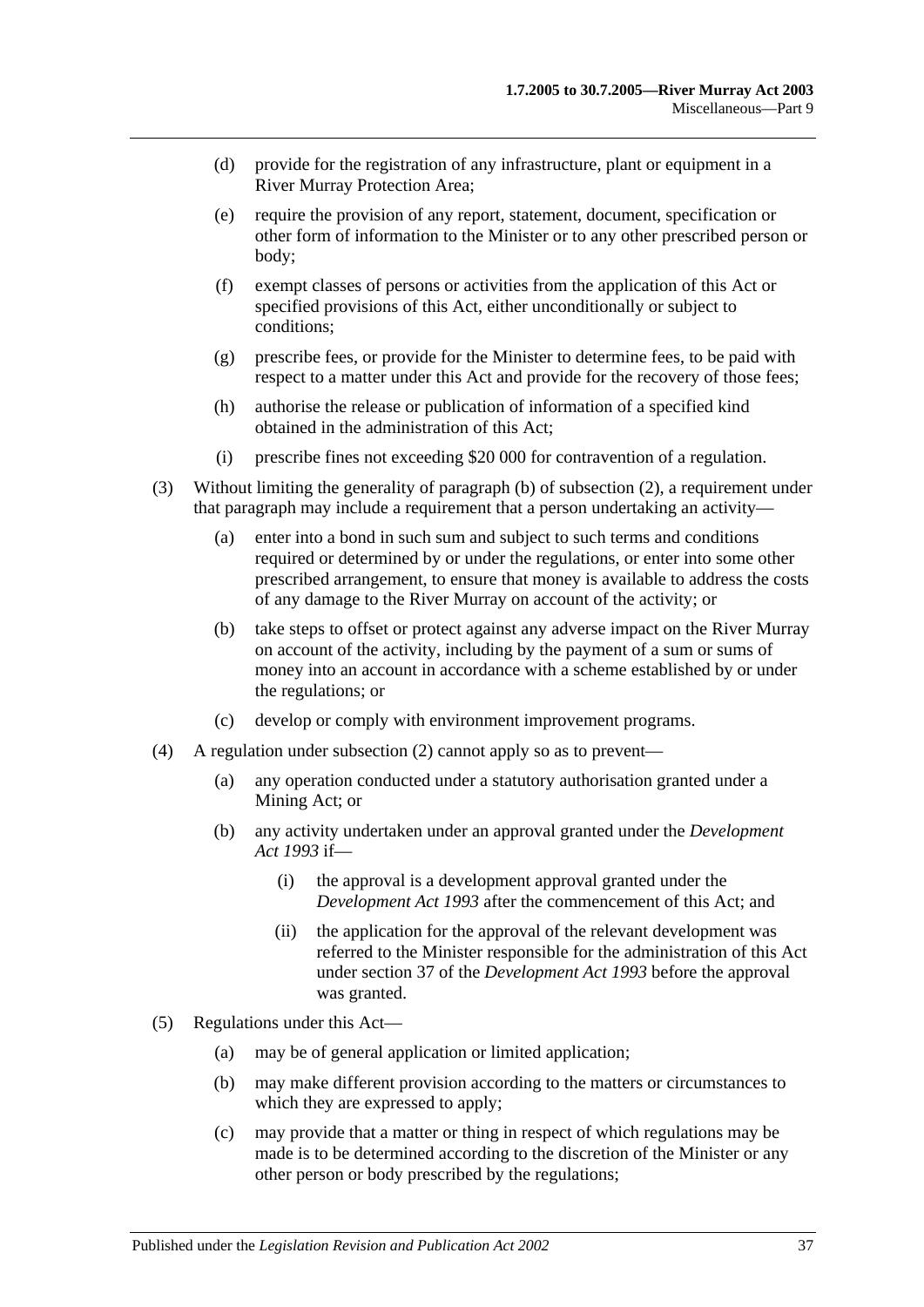(d) provide for the registration of any infrastructure, plant or equipment in a River Murray Protection Area;

(e) require the provision of any report, statement, document, specification or other form of information to the Minister or to any other prescribed person or body;

(f) exempt classes of persons or activities from the application of this Act or specified provisions of this Act, either unconditionally or subject to conditions;

(g) prescribe fees, or provide for the Minister to determine fees, to be paid with respect to a matter under this Act and provide for the recovery of those fees;

(h) authorise the release or publication of information of a specified kind obtained in the administration of this Act;

(i) prescribe fines not exceeding $20 000 for contravention of a regulation.

(3) Without limiting the generality of paragraph (b) of subsection (2), a requirement under that paragraph may include a requirement that a person undertaking an activity—

(a) enter into a bond in such sum and subject to such terms and conditions required or determined by or under the regulations, or enter into some other prescribed arrangement, to ensure that money is available to address the costs of any damage to the River Murray on account of the activity; or

(b) take steps to offset or protect against any adverse impact on the River Murray on account of the activity, including by the payment of a sum or sums of money into an account in accordance with a scheme established by or under the regulations; or

(c) develop or comply with environment improvement programs.

(4) A regulation under subsection (2) cannot apply so as to prevent—

(a) any operation conducted under a statutory authorisation granted under a Mining Act; or

(b) any activity undertaken under an approval granted under the *Development Act 1993* if—

(i) the approval is a development approval granted under the *Development Act 1993* after the commencement of this Act; and

(ii) the application for the approval of the relevant development was referred to the Minister responsible for the administration of this Act under section 37 of the *Development Act 1993* before the approval was granted.

(5) Regulations under this Act—

(a) may be of general application or limited application;

(b) may make different provision according to the matters or circumstances to which they are expressed to apply;

(c) may provide that a matter or thing in respect of which regulations may be made is to be determined according to the discretion of the Minister or any other person or body prescribed by the regulations;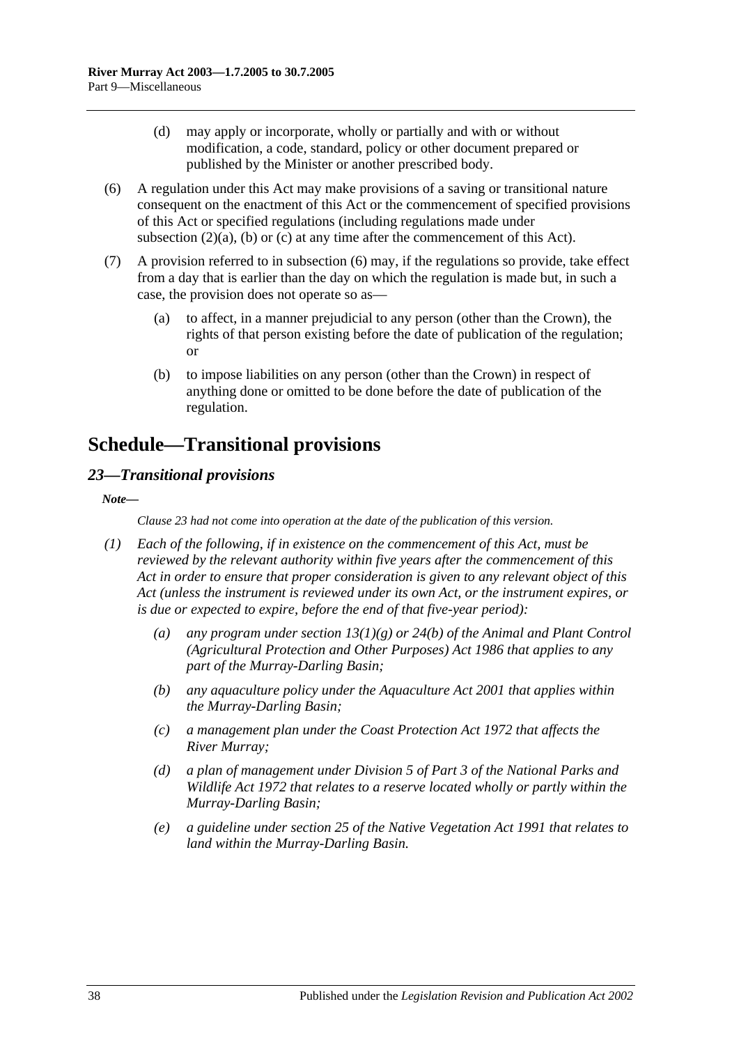(d) may apply or incorporate, wholly or partially and with or without modification, a code, standard, policy or other document prepared or published by the Minister or another prescribed body.

(6) A regulation under this Act may make provisions of a saving or transitional nature consequent on the enactment of this Act or the commencement of specified provisions of this Act or specified regulations (including regulations made under subsection (2)(a), (b) or (c) at any time after the commencement of this Act).

(7) A provision referred to in subsection (6) may, if the regulations so provide, take effect from a day that is earlier than the day on which the regulation is made but, in such a case, the provision does not operate so as—

(a) to affect, in a manner prejudicial to any person (other than the Crown), the rights of that person existing before the date of publication of the regulation; or

(b) to impose liabilities on any person (other than the Crown) in respect of anything done or omitted to be done before the date of publication of the regulation.

# Schedule—Transitional provisions

## *23—Transitional provisions*

***Note—***

*Clause 23 had not come into operation at the date of the publication of this version.*

*(1) Each of the following, if in existence on the commencement of this Act, must be reviewed by the relevant authority within five years after the commencement of this Act in order to ensure that proper consideration is given to any relevant object of this Act (unless the instrument is reviewed under its own Act, or the instrument expires, or is due or expected to expire, before the end of that five-year period):*

*(a) any program under section 13(1)(g) or 24(b) of the Animal and Plant Control (Agricultural Protection and Other Purposes) Act 1986 that applies to any part of the Murray-Darling Basin;*

*(b) any aquaculture policy under the Aquaculture Act 2001 that applies within the Murray-Darling Basin;*

*(c) a management plan under the Coast Protection Act 1972 that affects the River Murray;*

*(d) a plan of management under Division 5 of Part 3 of the National Parks and Wildlife Act 1972 that relates to a reserve located wholly or partly within the Murray-Darling Basin;*

*(e) a guideline under section 25 of the Native Vegetation Act 1991 that relates to land within the Murray-Darling Basin.*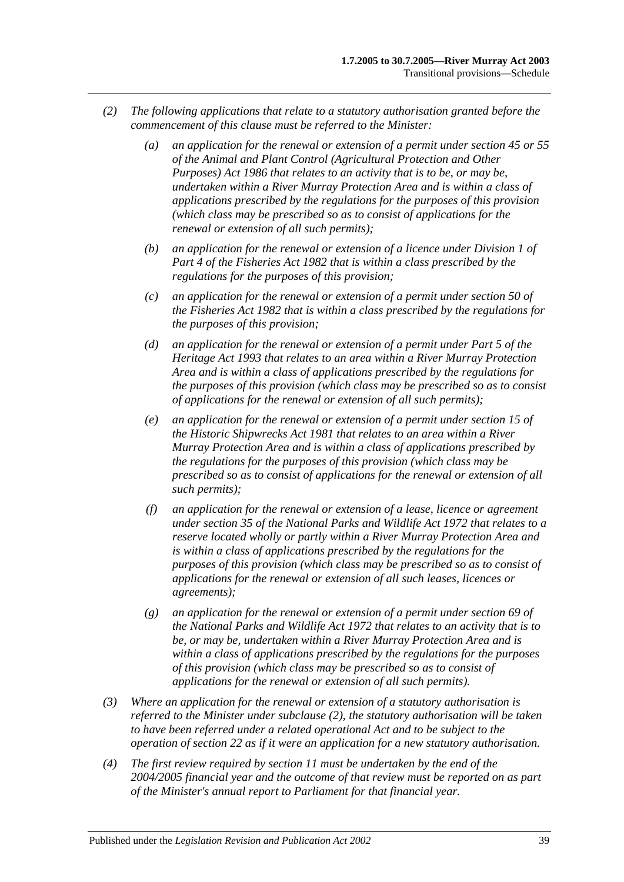*(2) The following applications that relate to a statutory authorisation granted before the commencement of this clause must be referred to the Minister:*

*(a) an application for the renewal or extension of a permit under section 45 or 55 of the Animal and Plant Control (Agricultural Protection and Other Purposes) Act 1986 that relates to an activity that is to be, or may be, undertaken within a River Murray Protection Area and is within a class of applications prescribed by the regulations for the purposes of this provision (which class may be prescribed so as to consist of applications for the renewal or extension of all such permits);*

*(b) an application for the renewal or extension of a licence under Division 1 of Part 4 of the Fisheries Act 1982 that is within a class prescribed by the regulations for the purposes of this provision;*

*(c) an application for the renewal or extension of a permit under section 50 of the Fisheries Act 1982 that is within a class prescribed by the regulations for the purposes of this provision;*

*(d) an application for the renewal or extension of a permit under Part 5 of the Heritage Act 1993 that relates to an area within a River Murray Protection Area and is within a class of applications prescribed by the regulations for the purposes of this provision (which class may be prescribed so as to consist of applications for the renewal or extension of all such permits);*

*(e) an application for the renewal or extension of a permit under section 15 of the Historic Shipwrecks Act 1981 that relates to an area within a River Murray Protection Area and is within a class of applications prescribed by the regulations for the purposes of this provision (which class may be prescribed so as to consist of applications for the renewal or extension of all such permits);*

*(f) an application for the renewal or extension of a lease, licence or agreement under section 35 of the National Parks and Wildlife Act 1972 that relates to a reserve located wholly or partly within a River Murray Protection Area and is within a class of applications prescribed by the regulations for the purposes of this provision (which class may be prescribed so as to consist of applications for the renewal or extension of all such leases, licences or agreements);*

*(g) an application for the renewal or extension of a permit under section 69 of the National Parks and Wildlife Act 1972 that relates to an activity that is to be, or may be, undertaken within a River Murray Protection Area and is within a class of applications prescribed by the regulations for the purposes of this provision (which class may be prescribed so as to consist of applications for the renewal or extension of all such permits).*

*(3) Where an application for the renewal or extension of a statutory authorisation is referred to the Minister under subclause (2), the statutory authorisation will be taken to have been referred under a related operational Act and to be subject to the operation of section 22 as if it were an application for a new statutory authorisation.*

*(4) The first review required by section 11 must be undertaken by the end of the 2004/2005 financial year and the outcome of that review must be reported on as part of the Minister's annual report to Parliament for that financial year.*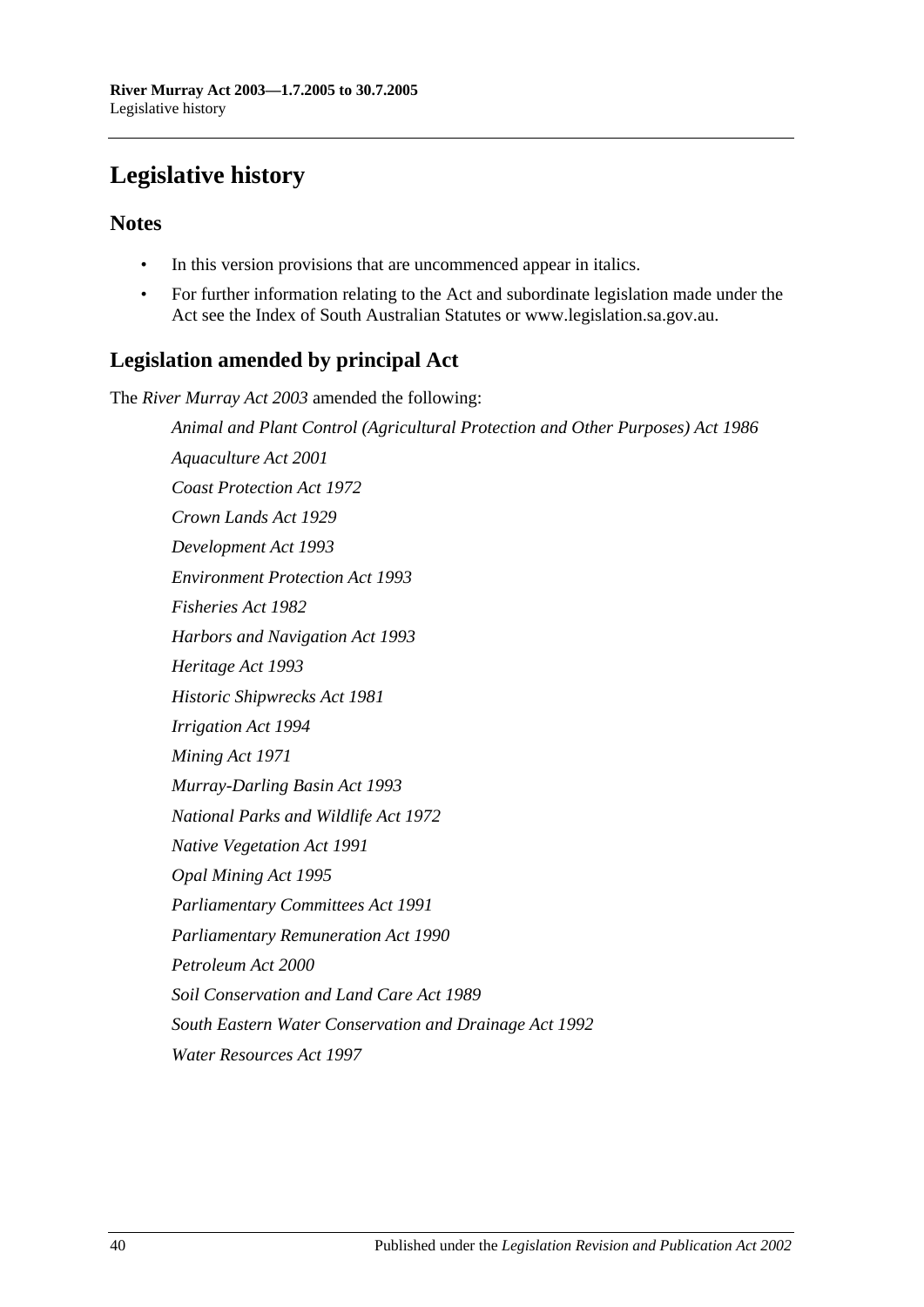# Legislative history

## Notes

- In this version provisions that are uncommenced appear in italics.
- For further information relating to the Act and subordinate legislation made under the Act see the Index of South Australian Statutes or www.legislation.sa.gov.au.

## Legislation amended by principal Act

The *River Murray Act 2003* amended the following:

*Animal and Plant Control (Agricultural Protection and Other Purposes) Act 1986*

*Aquaculture Act 2001*

*Coast Protection Act 1972*

*Crown Lands Act 1929*

*Development Act 1993*

*Environment Protection Act 1993*

*Fisheries Act 1982*

*Harbors and Navigation Act 1993*

*Heritage Act 1993*

*Historic Shipwrecks Act 1981*

*Irrigation Act 1994*

*Mining Act 1971*

*Murray-Darling Basin Act 1993*

*National Parks and Wildlife Act 1972*

*Native Vegetation Act 1991*

*Opal Mining Act 1995*

*Parliamentary Committees Act 1991*

*Parliamentary Remuneration Act 1990*

*Petroleum Act 2000*

*Soil Conservation and Land Care Act 1989*

*South Eastern Water Conservation and Drainage Act 1992*

*Water Resources Act 1997*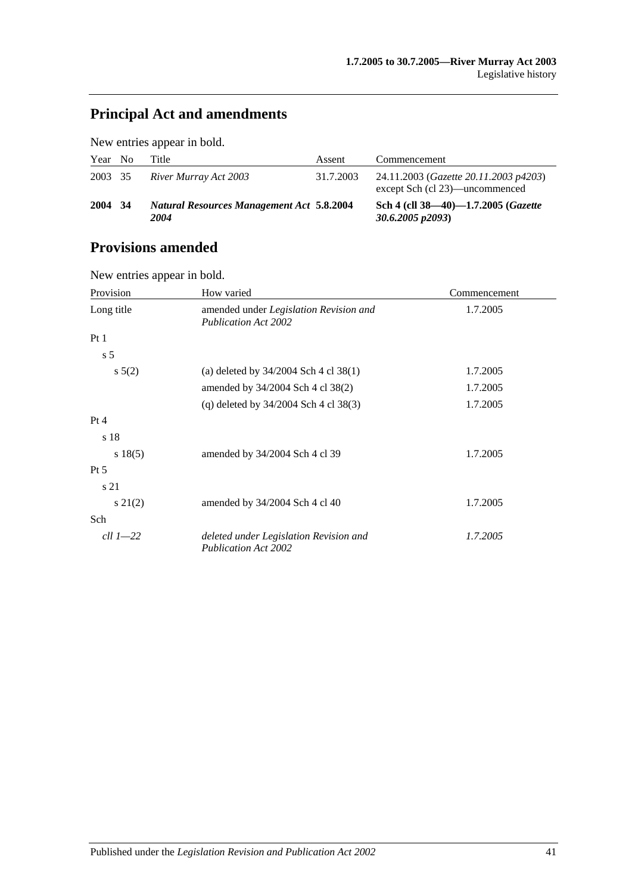## Principal Act and amendments

New entries appear in bold.

| Year | No | Title | Assent | Commencement |
|---|---|---|---|---|
| 2003 | 35 | *River Murray Act 2003* | 31.7.2003 | 24.11.2003 (*Gazette 20.11.2003 p4203*) except Sch (cl 23)—uncommenced |
| **2004** | **34** | ***Natural Resources Management Act 2004*** | **5.8.2004** | **Sch 4 (cll 38—40)—1.7.2005 (*Gazette 30.6.2005 p2093*)** |

## Provisions amended

New entries appear in bold.

| Provision | How varied | Commencement |
|---|---|---|
| Long title | amended under *Legislation Revision and Publication Act 2002* | 1.7.2005 |
| Pt 1 | | |
| s 5 | | |
| s 5(2) | (a) deleted by 34/2004 Sch 4 cl 38(1) | 1.7.2005 |
| | amended by 34/2004 Sch 4 cl 38(2) | 1.7.2005 |
| | (q) deleted by 34/2004 Sch 4 cl 38(3) | 1.7.2005 |
| Pt 4 | | |
| s 18 | | |
| s 18(5) | amended by 34/2004 Sch 4 cl 39 | 1.7.2005 |
| Pt 5 | | |
| s 21 | | |
| s 21(2) | amended by 34/2004 Sch 4 cl 40 | 1.7.2005 |
| Sch | | |
| *cll 1—22* | *deleted under Legislation Revision and Publication Act 2002* | *1.7.2005* |